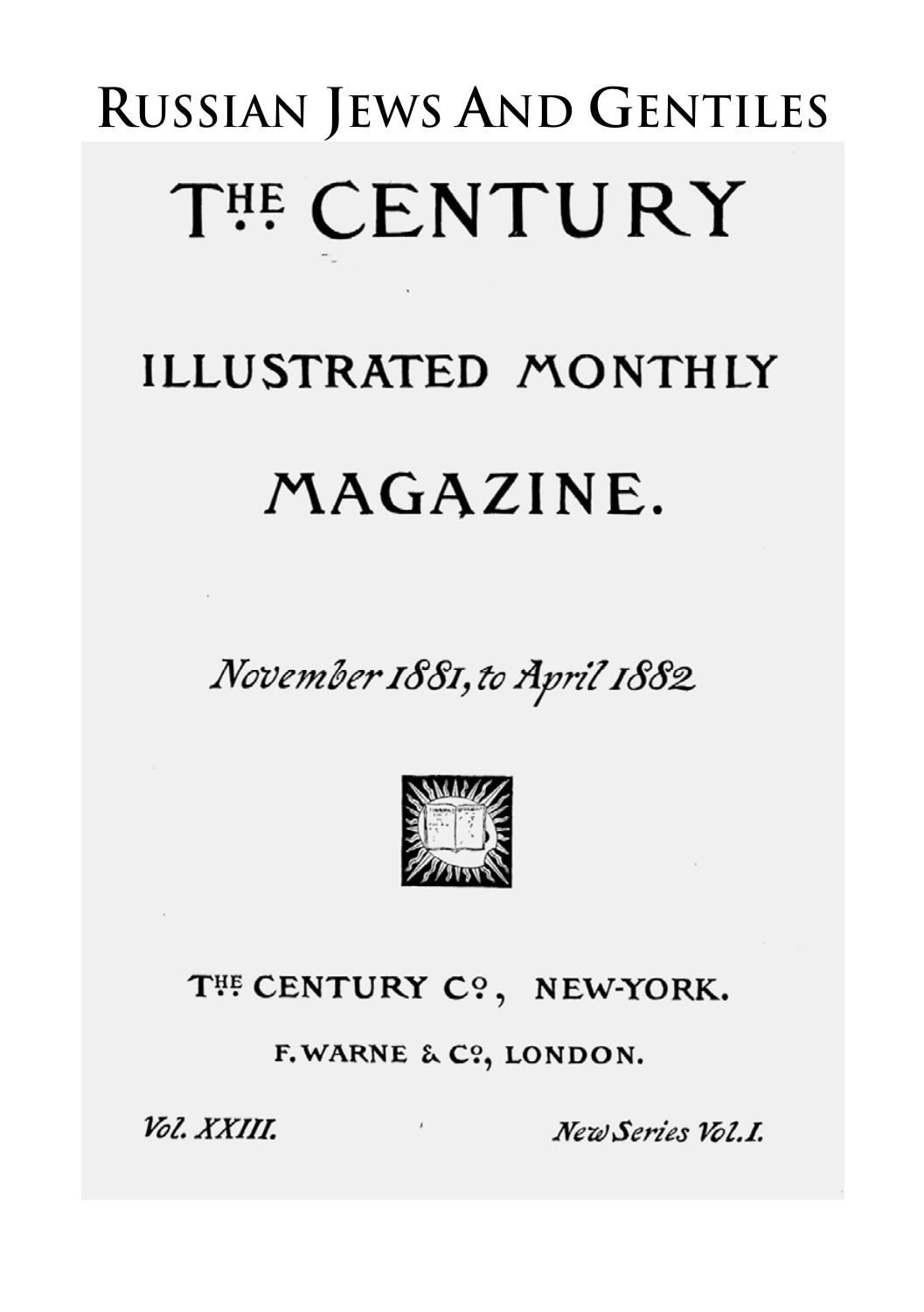# Russian Jews And Gentiles

# THE CENTURY

## ILLUSTRATED MONTHLY

## MAGAZINE.

*November 1881, to April 1882*

THE CENTURY CO., NEW-YORK.

F. WARNE & CO., LONDON.

*Vol. XXIII.* *New Series Vol. I.*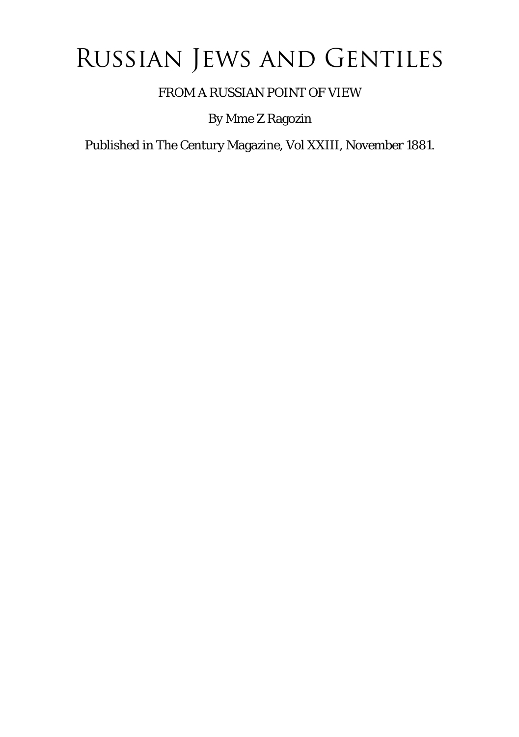# Russian Jews and Gentiles

FROM A RUSSIAN POINT OF VIEW

By Mme Z Ragozin

Published in The Century Magazine, Vol XXIII, November 1881.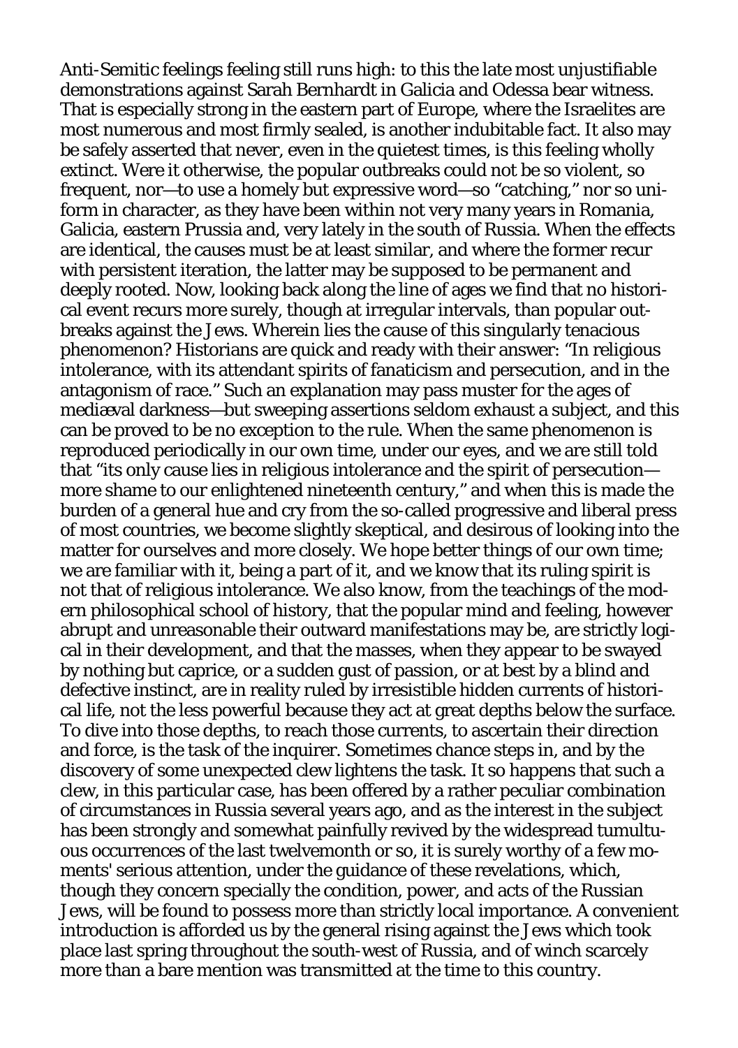Anti-Semitic feelings feeling still runs high: to this the late most unjustifiable demonstrations against Sarah Bernhardt in Galicia and Odessa bear witness. That is especially strong in the eastern part of Europe, where the Israelites are most numerous and most firmly sealed, is another indubitable fact. It also may be safely asserted that never, even in the quietest times, is this feeling wholly extinct. Were it otherwise, the popular outbreaks could not be so violent, so frequent, nor—to use a homely but expressive word—so "catching," nor so uniform in character, as they have been within not very many years in Romania, Galicia, eastern Prussia and, very lately in the south of Russia. When the effects are identical, the causes must be at least similar, and where the former recur with persistent iteration, the latter may be supposed to be permanent and deeply rooted. Now, looking back along the line of ages we find that no historical event recurs more surely, though at irregular intervals, than popular outbreaks against the Jews. Wherein lies the cause of this singularly tenacious phenomenon? Historians are quick and ready with their answer: "In religious intolerance, with its attendant spirits of fanaticism and persecution, and in the antagonism of race." Such an explanation may pass muster for the ages of mediæval darkness—but sweeping assertions seldom exhaust a subject, and this can be proved to be no exception to the rule. When the same phenomenon is reproduced periodically in our own time, under our eyes, and we are still told that "its only cause lies in religious intolerance and the spirit of persecution—more shame to our enlightened nineteenth century," and when this is made the burden of a general hue and cry from the so-called progressive and liberal press of most countries, we become slightly skeptical, and desirous of looking into the matter for ourselves and more closely. We hope better things of our own time; we are familiar with it, being a part of it, and we know that its ruling spirit is not that of religious intolerance. We also know, from the teachings of the modern philosophical school of history, that the popular mind and feeling, however abrupt and unreasonable their outward manifestations may be, are strictly logical in their development, and that the masses, when they appear to be swayed by nothing but caprice, or a sudden gust of passion, or at best by a blind and defective instinct, are in reality ruled by irresistible hidden currents of historical life, not the less powerful because they act at great depths below the surface. To dive into those depths, to reach those currents, to ascertain their direction and force, is the task of the inquirer. Sometimes chance steps in, and by the discovery of some unexpected clew lightens the task. It so happens that such a clew, in this particular case, has been offered by a rather peculiar combination of circumstances in Russia several years ago, and as the interest in the subject has been strongly and somewhat painfully revived by the widespread tumultuous occurrences of the last twelvemonth or so, it is surely worthy of a few moments' serious attention, under the guidance of these revelations, which, though they concern specially the condition, power, and acts of the Russian Jews, will be found to possess more than strictly local importance. A convenient introduction is afforded us by the general rising against the Jews which took place last spring throughout the south-west of Russia, and of winch scarcely more than a bare mention was transmitted at the time to this country.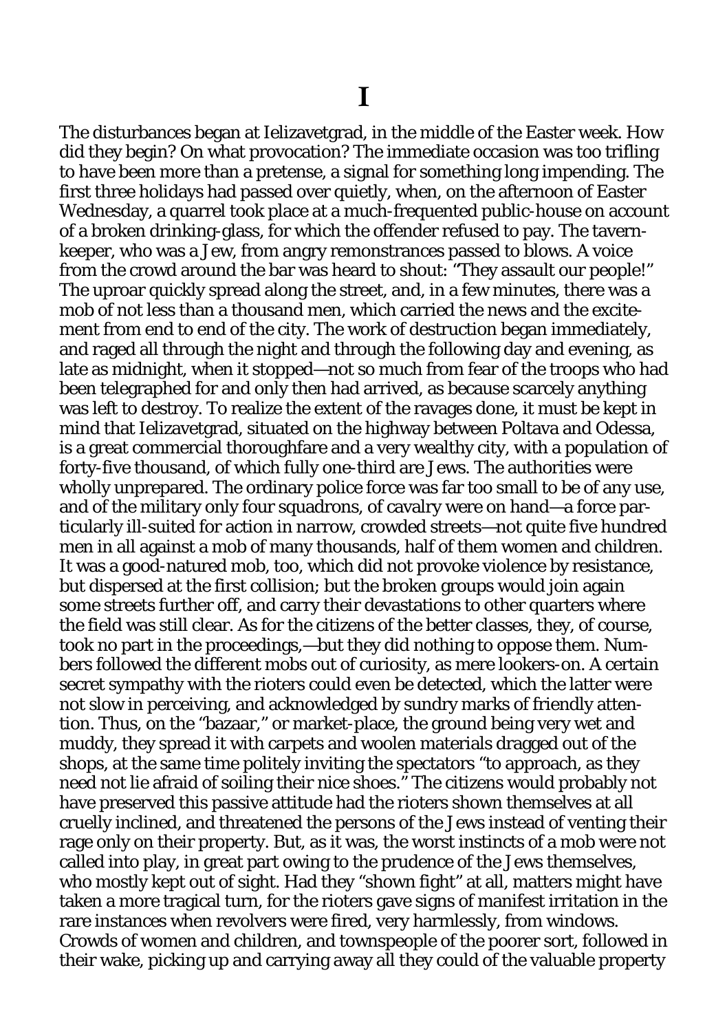# I

The disturbances began at Ielizavetgrad, in the middle of the Easter week. How did they begin? On what provocation? The immediate occasion was too trifling to have been more than a pretense, a signal for something long impending. The first three holidays had passed over quietly, when, on the afternoon of Easter Wednesday, a quarrel took place at a much-frequented public-house on account of a broken drinking-glass, for which the offender refused to pay. The tavern-keeper, who was a Jew, from angry remonstrances passed to blows. A voice from the crowd around the bar was heard to shout: "They assault our people!" The uproar quickly spread along the street, and, in a few minutes, there was a mob of not less than a thousand men, which carried the news and the excitement from end to end of the city. The work of destruction began immediately, and raged all through the night and through the following day and evening, as late as midnight, when it stopped—not so much from fear of the troops who had been telegraphed for and only then had arrived, as because scarcely anything was left to destroy. To realize the extent of the ravages done, it must be kept in mind that Ielizavetgrad, situated on the highway between Poltava and Odessa, is a great commercial thoroughfare and a very wealthy city, with a population of forty-five thousand, of which fully one-third are Jews. The authorities were wholly unprepared. The ordinary police force was far too small to be of any use, and of the military only four squadrons, of cavalry were on hand—a force particularly ill-suited for action in narrow, crowded streets—not quite five hundred men in all against a mob of many thousands, half of them women and children. It was a good-natured mob, too, which did not provoke violence by resistance, but dispersed at the first collision; but the broken groups would join again some streets further off, and carry their devastations to other quarters where the field was still clear. As for the citizens of the better classes, they, of course, took no part in the proceedings,—but they did nothing to oppose them. Numbers followed the different mobs out of curiosity, as mere lookers-on. A certain secret sympathy with the rioters could even be detected, which the latter were not slow in perceiving, and acknowledged by sundry marks of friendly attention. Thus, on the "bazaar," or market-place, the ground being very wet and muddy, they spread it with carpets and woolen materials dragged out of the shops, at the same time politely inviting the spectators "to approach, as they need not lie afraid of soiling their nice shoes." The citizens would probably not have preserved this passive attitude had the rioters shown themselves at all cruelly inclined, and threatened the persons of the Jews instead of venting their rage only on their property. But, as it was, the worst instincts of a mob were not called into play, in great part owing to the prudence of the Jews themselves, who mostly kept out of sight. Had they "shown fight" at all, matters might have taken a more tragical turn, for the rioters gave signs of manifest irritation in the rare instances when revolvers were fired, very harmlessly, from windows. Crowds of women and children, and townspeople of the poorer sort, followed in their wake, picking up and carrying away all they could of the valuable property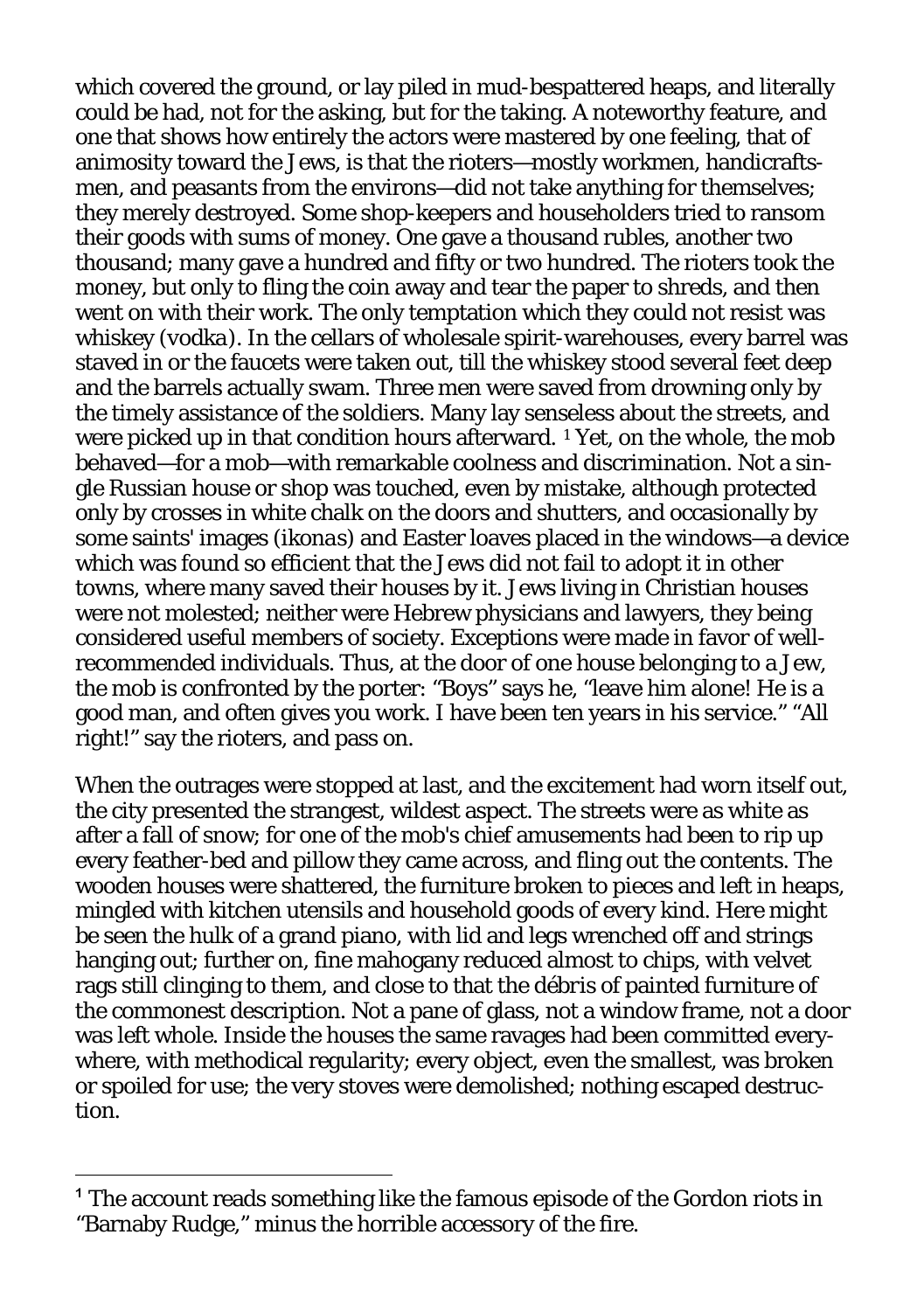which covered the ground, or lay piled in mud-bespattered heaps, and literally could be had, not for the asking, but for the taking. A noteworthy feature, and one that shows how entirely the actors were mastered by one feeling, that of animosity toward the Jews, is that the rioters—mostly workmen, handicraftsmen, and peasants from the environs—did not take anything for themselves; they merely destroyed. Some shop-keepers and householders tried to ransom their goods with sums of money. One gave a thousand rubles, another two thousand; many gave a hundred and fifty or two hundred. The rioters took the money, but only to fling the coin away and tear the paper to shreds, and then went on with their work. The only temptation which they could not resist was whiskey (*vodka*). In the cellars of wholesale spirit-warehouses, every barrel was staved in or the faucets were taken out, till the whiskey stood several feet deep and the barrels actually swam. Three men were saved from drowning only by the timely assistance of the soldiers. Many lay senseless about the streets, and were picked up in that condition hours afterward. [1] Yet, on the whole, the mob behaved—for a mob—with remarkable coolness and discrimination. Not a single Russian house or shop was touched, even by mistake, although protected only by crosses in white chalk on the doors and shutters, and occasionally by some saints' images (*ikonas*) and Easter loaves placed in the windows—a device which was found so efficient that the Jews did not fail to adopt it in other towns, where many saved their houses by it. Jews living in Christian houses were not molested; neither were Hebrew physicians and lawyers, they being considered useful members of society. Exceptions were made in favor of well-recommended individuals. Thus, at the door of one house belonging to a Jew, the mob is confronted by the porter: "Boys" says he, "leave him alone! He is a good man, and often gives you work. I have been ten years in his service." "All right!" say the rioters, and pass on.

When the outrages were stopped at last, and the excitement had worn itself out, the city presented the strangest, wildest aspect. The streets were as white as after a fall of snow; for one of the mob's chief amusements had been to rip up every feather-bed and pillow they came across, and fling out the contents. The wooden houses were shattered, the furniture broken to pieces and left in heaps, mingled with kitchen utensils and household goods of every kind. Here might be seen the hulk of a grand piano, with lid and legs wrenched off and strings hanging out; further on, fine mahogany reduced almost to chips, with velvet rags still clinging to them, and close to that the débris of painted furniture of the commonest description. Not a pane of glass, not a window frame, not a door was left whole. Inside the houses the same ravages had been committed everywhere, with methodical regularity; every object, even the smallest, was broken or spoiled for use; the very stoves were demolished; nothing escaped destruction.

---

[1] The account reads something like the famous episode of the Gordon riots in "Barnaby Rudge," minus the horrible accessory of the fire.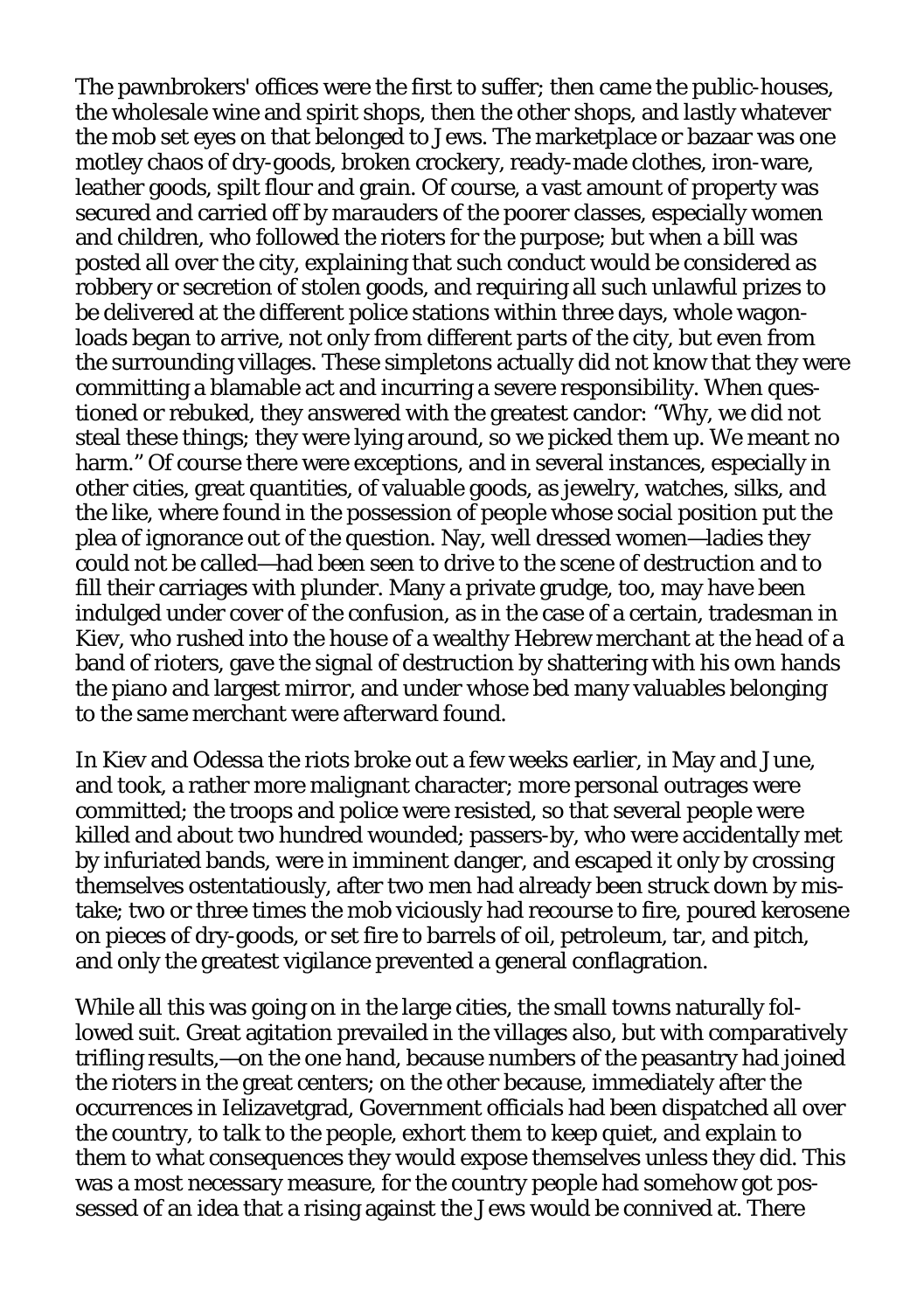The pawnbrokers' offices were the first to suffer; then came the public-houses, the wholesale wine and spirit shops, then the other shops, and lastly whatever the mob set eyes on that belonged to Jews. The marketplace or bazaar was one motley chaos of dry-goods, broken crockery, ready-made clothes, iron-ware, leather goods, spilt flour and grain. Of course, a vast amount of property was secured and carried off by marauders of the poorer classes, especially women and children, who followed the rioters for the purpose; but when a bill was posted all over the city, explaining that such conduct would be considered as robbery or secretion of stolen goods, and requiring all such unlawful prizes to be delivered at the different police stations within three days, whole wagon-loads began to arrive, not only from different parts of the city, but even from the surrounding villages. These simpletons actually did not know that they were committing a blamable act and incurring a severe responsibility. When questioned or rebuked, they answered with the greatest candor: "Why, we did not steal these things; they were lying around, so we picked them up. We meant no harm." Of course there were exceptions, and in several instances, especially in other cities, great quantities, of valuable goods, as jewelry, watches, silks, and the like, where found in the possession of people whose social position put the plea of ignorance out of the question. Nay, well dressed women—ladies they could not be called—had been seen to drive to the scene of destruction and to fill their carriages with plunder. Many a private grudge, too, may have been indulged under cover of the confusion, as in the case of a certain, tradesman in Kiev, who rushed into the house of a wealthy Hebrew merchant at the head of a band of rioters, gave the signal of destruction by shattering with his own hands the piano and largest mirror, and under whose bed many valuables belonging to the same merchant were afterward found.

In Kiev and Odessa the riots broke out a few weeks earlier, in May and June, and took, a rather more malignant character; more personal outrages were committed; the troops and police were resisted, so that several people were killed and about two hundred wounded; passers-by, who were accidentally met by infuriated bands, were in imminent danger, and escaped it only by crossing themselves ostentatiously, after two men had already been struck down by mistake; two or three times the mob viciously had recourse to fire, poured kerosene on pieces of dry-goods, or set fire to barrels of oil, petroleum, tar, and pitch, and only the greatest vigilance prevented a general conflagration.

While all this was going on in the large cities, the small towns naturally followed suit. Great agitation prevailed in the villages also, but with comparatively trifling results,—on the one hand, because numbers of the peasantry had joined the rioters in the great centers; on the other because, immediately after the occurrences in Ielizavetgrad, Government officials had been dispatched all over the country, to talk to the people, exhort them to keep quiet, and explain to them to what consequences they would expose themselves unless they did. This was a most necessary measure, for the country people had somehow got possessed of an idea that a rising against the Jews would be connived at. There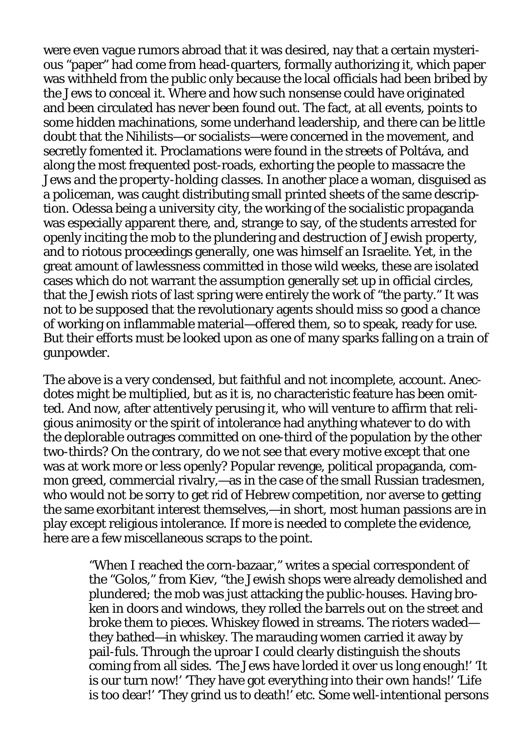were even vague rumors abroad that it was desired, nay that a certain mysterious "paper" had come from head-quarters, formally authorizing it, which paper was withheld from the public only because the local officials had been bribed by the Jews to conceal it. Where and how such nonsense could have originated and been circulated has never been found out. The fact, at all events, points to some hidden machinations, some underhand leadership, and there can be little doubt that the Nihilists—or socialists—were concerned in the movement, and secretly fomented it. Proclamations were found in the streets of Poltáva, and along the most frequented post-roads, exhorting the people to massacre the *Jews and the property-holding classes*. In another place a woman, disguised as a policeman, was caught distributing small printed sheets of the same description. Odessa being a university city, the working of the socialistic propaganda was especially apparent there, and, strange to say, of the students arrested for openly inciting the mob to the plundering and destruction of Jewish property, and to riotous proceedings generally, one was himself an Israelite. Yet, in the great amount of lawlessness committed in those wild weeks, these are isolated cases which do not warrant the assumption generally set up in official circles, that the Jewish riots of last spring were entirely the work of "the party." It was not to be supposed that the revolutionary agents should miss so good a chance of working on inflammable material—offered them, so to speak, ready for use. But their efforts must be looked upon as one of many sparks falling on a train of gunpowder.

The above is a very condensed, but faithful and not incomplete, account. Anecdotes might be multiplied, but as it is, no characteristic feature has been omitted. And now, after attentively perusing it, who will venture to affirm that religious animosity or the spirit of intolerance had anything whatever to do with the deplorable outrages committed on one-third of the population by the other two-thirds? On the contrary, do we not see that every motive except that one was at work more or less openly? Popular revenge, political propaganda, common greed, commercial rivalry,—as in the case of the small Russian tradesmen, who would not be sorry to get rid of Hebrew competition, nor averse to getting the same exorbitant interest themselves,—in short, most human passions are in play except religious intolerance. If more is needed to complete the evidence, here are a few miscellaneous scraps to the point.

> "When I reached the corn-bazaar," writes a special correspondent of the "Golos," from Kiev, "the Jewish shops were already demolished and plundered; the mob was just attacking the public-houses. Having broken in doors and windows, they rolled the barrels out on the street and broke them to pieces. Whiskey flowed in streams. The rioters waded—they bathed—in whiskey. The marauding women carried it away by pail-fuls. Through the uproar I could clearly distinguish the shouts coming from all sides. 'The Jews have lorded it over us long enough!' 'It is our turn now!' 'They have got everything into their own hands!' 'Life is too dear!' 'They grind us to death!' etc. Some well-intentional persons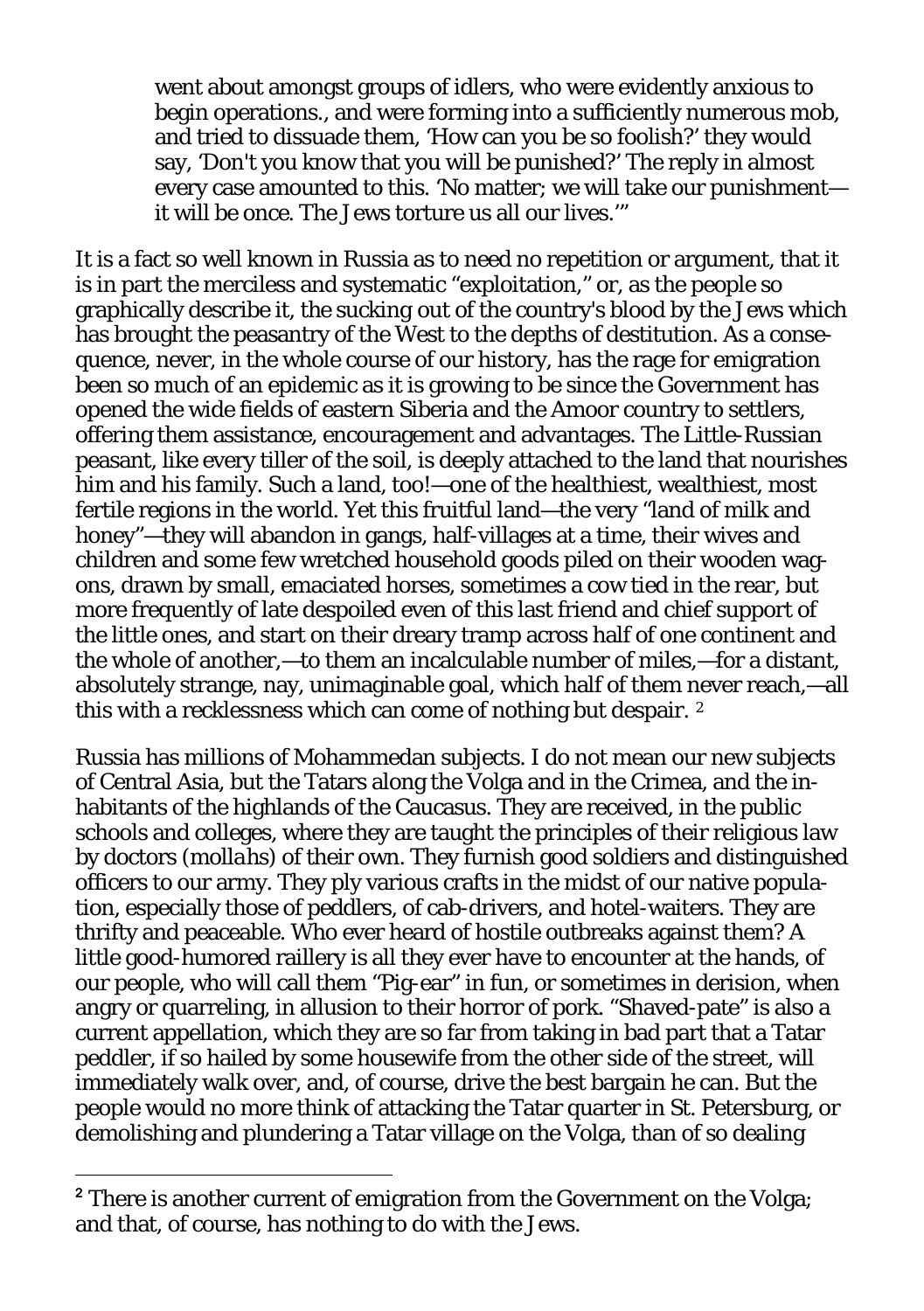> went about amongst groups of idlers, who were evidently anxious to begin operations., and were forming into a sufficiently numerous mob, and tried to dissuade them, 'How can you be so foolish?' they would say, 'Don't you know that you will be punished?' The reply in almost every case amounted to this. 'No matter; we will take our punishment—it will be once. The Jews torture us all our lives.'"

It is a fact so well known in Russia as to need no repetition or argument, that it is in part the merciless and systematic "exploitation," or, as the people so graphically describe it, the sucking out of the country's blood by the Jews which has brought the peasantry of the West to the depths of destitution. As a consequence, never, in the whole course of our history, has the rage for emigration been so much of an epidemic as it is growing to be since the Government has opened the wide fields of eastern Siberia and the Amoor country to settlers, offering them assistance, encouragement and advantages. The Little-Russian peasant, like every tiller of the soil, is deeply attached to the land that nourishes him and his family. Such a land, too!—one of the healthiest, wealthiest, most fertile regions in the world. Yet this fruitful land—the very "land of milk and honey"—they will abandon in gangs, half-villages at a time, their wives and children and some few wretched household goods piled on their wooden wagons, drawn by small, emaciated horses, sometimes a cow tied in the rear, but more frequently of late despoiled even of this last friend and chief support of the little ones, and start on their dreary tramp across half of one continent and the whole of another,—to them an incalculable number of miles,—for a distant, absolutely strange, nay, unimaginable goal, which half of them never reach,—all this with a recklessness which can come of nothing but despair. [2]

Russia has millions of Mohammedan subjects. I do not mean our new subjects of Central Asia, but the Tatars along the Volga and in the Crimea, and the inhabitants of the highlands of the Caucasus. They are received, in the public schools and colleges, where they are taught the principles of their religious law by doctors (*mollahs*) of their own. They furnish good soldiers and distinguished officers to our army. They ply various crafts in the midst of our native population, especially those of peddlers, of cab-drivers, and hotel-waiters. They are thrifty and peaceable. Who ever heard of hostile outbreaks against them? A little good-humored raillery is all they ever have to encounter at the hands, of our people, who will call them "Pig-ear" in fun, or sometimes in derision, when angry or quarreling, in allusion to their horror of pork. "Shaved-pate" is also a current appellation, which they are so far from taking in bad part that a Tatar peddler, if so hailed by some housewife from the other side of the street, will immediately walk over, and, of course, drive the best bargain he can. But the people would no more think of attacking the Tatar quarter in St. Petersburg, or demolishing and plundering a Tatar village on the Volga, than of so dealing

---

[2] There is another current of emigration from the Government on the Volga; and that, of course, has nothing to do with the Jews.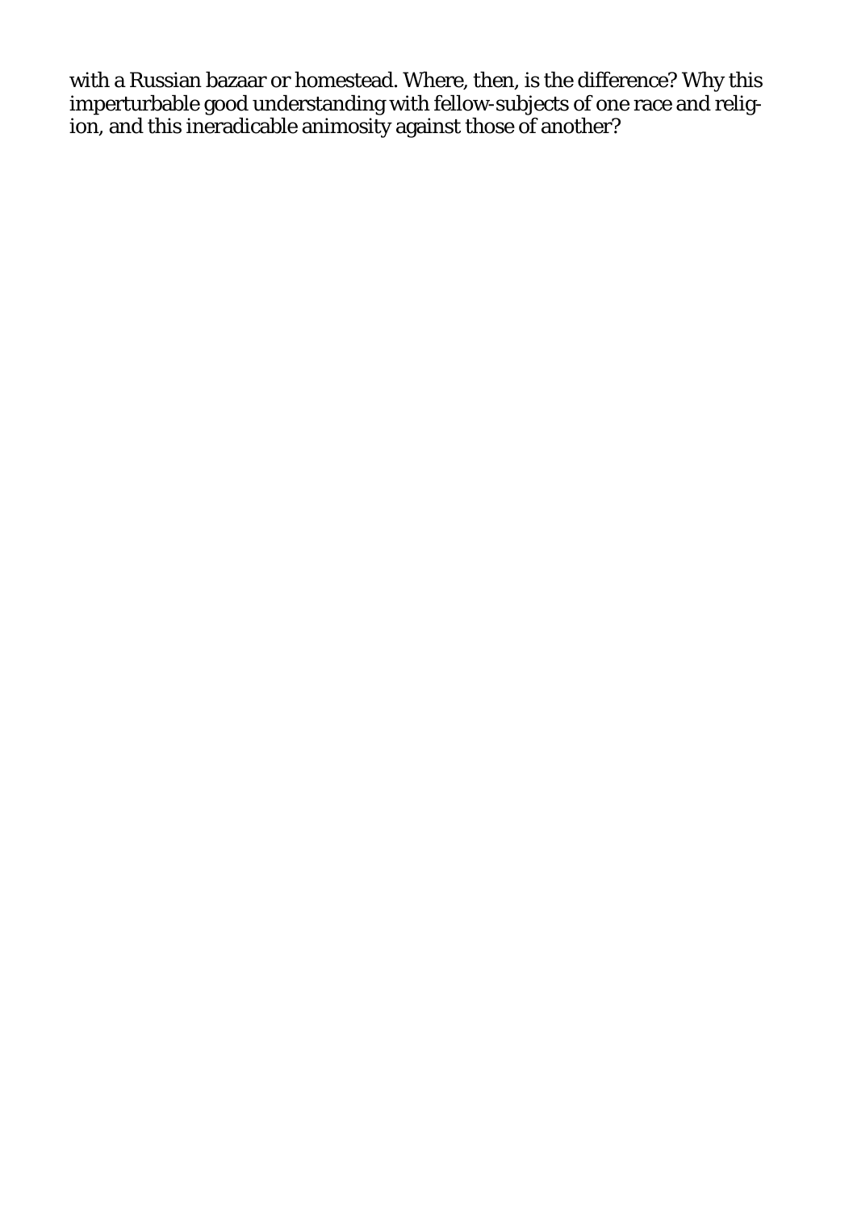with a Russian bazaar or homestead. Where, then, is the difference? Why this imperturbable good understanding with fellow-subjects of one race and religion, and this ineradicable animosity against those of another?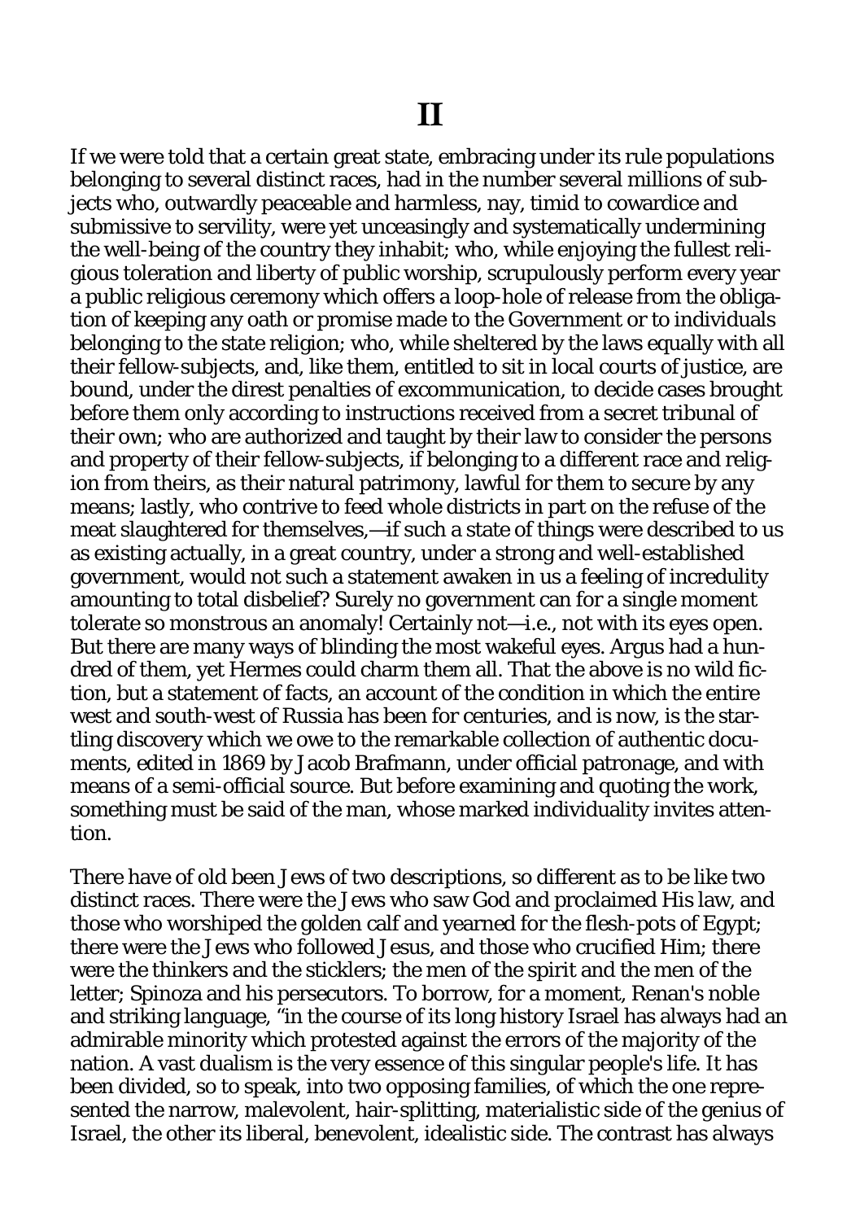# II

If we were told that a certain great state, embracing under its rule populations belonging to several distinct races, had in the number several millions of subjects who, outwardly peaceable and harmless, nay, timid to cowardice and submissive to servility, were yet unceasingly and systematically undermining the well-being of the country they inhabit; who, while enjoying the fullest religious toleration and liberty of public worship, scrupulously perform every year a public religious ceremony which offers a loop-hole of release from the obligation of keeping any oath or promise made to the Government or to individuals belonging to the state religion; who, while sheltered by the laws equally with all their fellow-subjects, and, like them, entitled to sit in local courts of justice, are bound, under the direst penalties of excommunication, to decide cases brought before them only according to instructions received from a secret tribunal of their own; who are authorized and taught by their law to consider the persons and property of their fellow-subjects, if belonging to a different race and religion from theirs, as their natural patrimony, lawful for them to secure by any means; lastly, who contrive to feed whole districts in part on the refuse of the meat slaughtered for themselves,—if such a state of things were described to us as existing actually, in a great country, under a strong and well-established government, would not such a statement awaken in us a feeling of incredulity amounting to total disbelief? Surely no government can for a single moment tolerate so monstrous an anomaly! Certainly not—i.e., not with its eyes open. But there are many ways of blinding the most wakeful eyes. Argus had a hundred of them, yet Hermes could charm them all. That the above is no wild fiction, but a statement of facts, an account of the condition in which the entire west and south-west of Russia has been for centuries, and is now, is the startling discovery which we owe to the remarkable collection of authentic documents, edited in 1869 by Jacob Brafmann, under official patronage, and with means of a semi-official source. But before examining and quoting the work, something must be said of the man, whose marked individuality invites attention.

There have of old been Jews of two descriptions, so different as to be like two distinct races. There were the Jews who saw God and proclaimed His law, and those who worshiped the golden calf and yearned for the flesh-pots of Egypt; there were the Jews who followed Jesus, and those who crucified Him; there were the thinkers and the sticklers; the men of the spirit and the men of the letter; Spinoza and his persecutors. To borrow, for a moment, Renan's noble and striking language, "in the course of its long history Israel has always had an admirable minority which protested against the errors of the majority of the nation. A vast dualism is the very essence of this singular people's life. It has been divided, so to speak, into two opposing families, of which the one represented the narrow, malevolent, hair-splitting, materialistic side of the genius of Israel, the other its liberal, benevolent, idealistic side. The contrast has always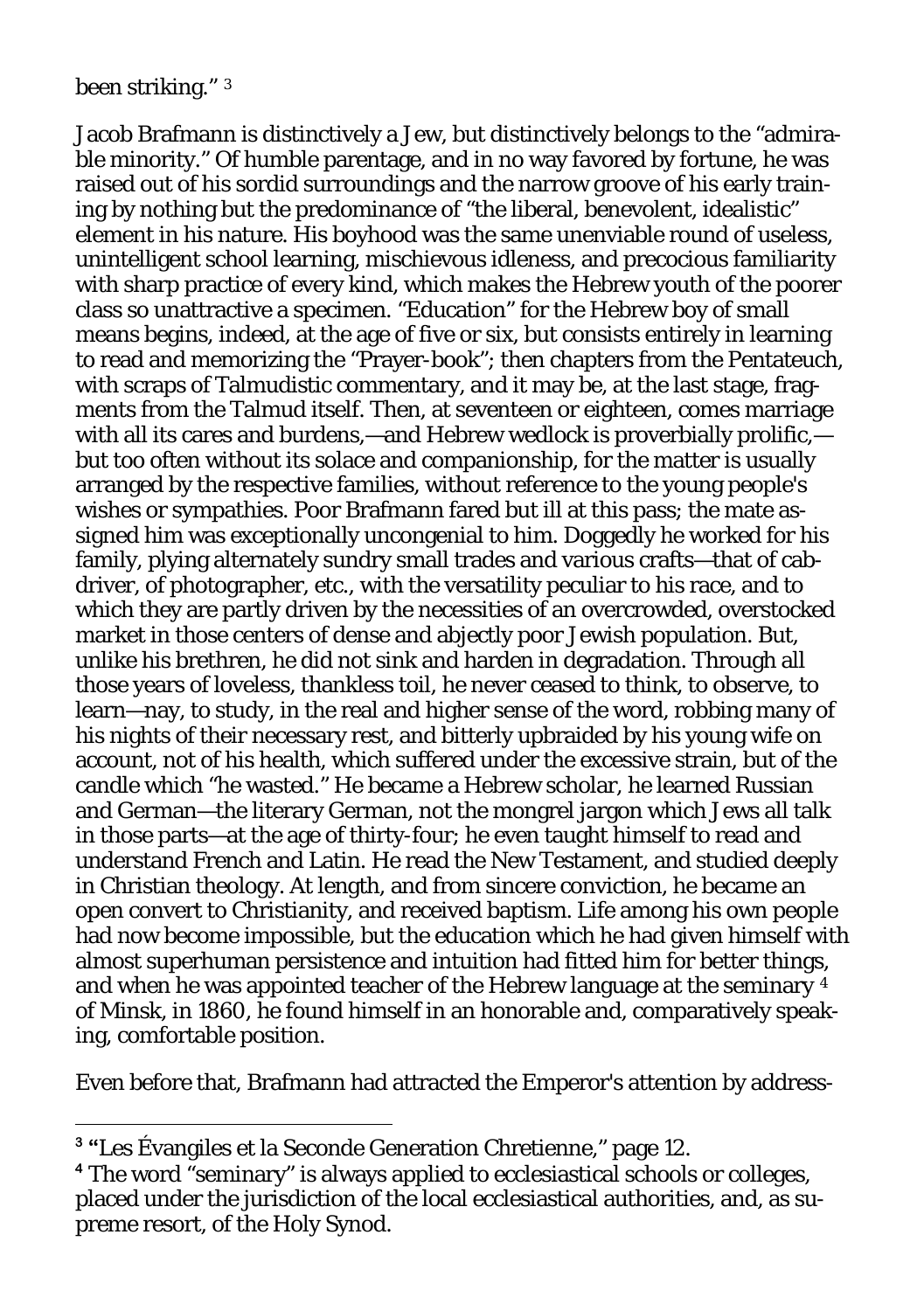been striking." [3]

Jacob Brafmann is distinctively a Jew, but distinctively belongs to the "admirable minority." Of humble parentage, and in no way favored by fortune, he was raised out of his sordid surroundings and the narrow groove of his early training by nothing but the predominance of "the liberal, benevolent, idealistic" element in his nature. His boyhood was the same unenviable round of useless, unintelligent school learning, mischievous idleness, and precocious familiarity with sharp practice of every kind, which makes the Hebrew youth of the poorer class so unattractive a specimen. "Education" for the Hebrew boy of small means begins, indeed, at the age of five or six, but consists entirely in learning to read and memorizing the "Prayer-book"; then chapters from the Pentateuch, with scraps of Talmudistic commentary, and it may be, at the last stage, fragments from the Talmud itself. Then, at seventeen or eighteen, comes marriage with all its cares and burdens,—and Hebrew wedlock is proverbially prolific,—but too often without its solace and companionship, for the matter is usually arranged by the respective families, without reference to the young people's wishes or sympathies. Poor Brafmann fared but ill at this pass; the mate assigned him was exceptionally uncongenial to him. Doggedly he worked for his family, plying alternately sundry small trades and various crafts—that of cab-driver, of photographer, etc., with the versatility peculiar to his race, and to which they are partly driven by the necessities of an overcrowded, overstocked market in those centers of dense and abjectly poor Jewish population. But, unlike his brethren, he did not sink and harden in degradation. Through all those years of loveless, thankless toil, he never ceased to think, to observe, to learn—nay, to study, in the real and higher sense of the word, robbing many of his nights of their necessary rest, and bitterly upbraided by his young wife on account, not of his health, which suffered under the excessive strain, but of the candle which "he wasted." He became a Hebrew scholar, he learned Russian and German—the literary German, not the mongrel jargon which Jews all talk in those parts—at the age of thirty-four; he even taught himself to read and understand French and Latin. He read the New Testament, and studied deeply in Christian theology. At length, and from sincere conviction, he became an open convert to Christianity, and received baptism. Life among his own people had now become impossible, but the education which he had given himself with almost superhuman persistence and intuition had fitted him for better things, and when he was appointed teacher of the Hebrew language at the seminary [4] of Minsk, in 1860, he found himself in an honorable and, comparatively speaking, comfortable position.

Even before that, Brafmann had attracted the Emperor's attention by address-

---

[3] "Les Évangiles et la Seconde Generation Chretienne," page 12.

[4] The word "seminary" is always applied to ecclesiastical schools or colleges, placed under the jurisdiction of the local ecclesiastical authorities, and, as supreme resort, of the Holy Synod.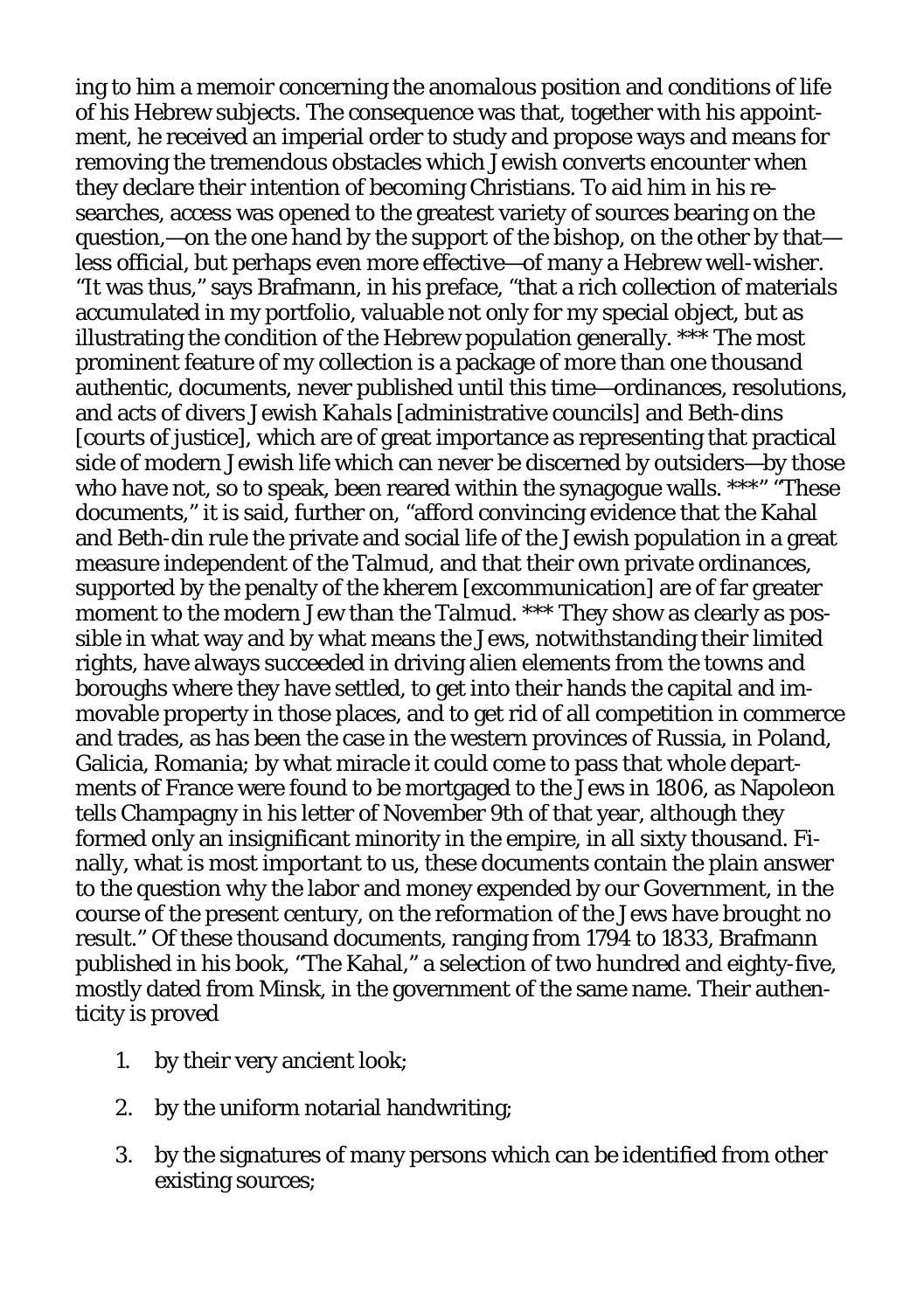ing to him a memoir concerning the anomalous position and conditions of life of his Hebrew subjects. The consequence was that, together with his appointment, he received an imperial order to study and propose ways and means for removing the tremendous obstacles which Jewish converts encounter when they declare their intention of becoming Christians. To aid him in his researches, access was opened to the greatest variety of sources bearing on the question,—on the one hand by the support of the bishop, on the other by that—less official, but perhaps even more effective—of many a Hebrew well-wisher. "It was thus," says Brafmann, in his preface, "that a rich collection of materials accumulated in my portfolio, valuable not only for my special object, but as illustrating the condition of the Hebrew population generally. *** The most prominent feature of my collection is a package of more than one thousand authentic, documents, never published until this time—ordinances, resolutions, and acts of divers Jewish *Kahals* [administrative councils] and Beth-dins [courts of justice], which are of great importance as representing that practical side of modern Jewish life which can never be discerned by outsiders—by those who have not, so to speak, been reared within the synagogue walls. ***" "These documents," it is said, further on, "afford convincing evidence that the Kahal and Beth-din rule the private and social life of the Jewish population in a great measure independent of the Talmud, and that their own private ordinances, supported by the penalty of the kherem [excommunication] are of far greater moment to the modern Jew than the Talmud. *** They show as clearly as possible in what way and by what means the Jews, notwithstanding their limited rights, have always succeeded in driving alien elements from the towns and boroughs where they have settled, to get into their hands the capital and immovable property in those places, and to get rid of all competition in commerce and trades, as has been the case in the western provinces of Russia, in Poland, Galicia, Romania; by what miracle it could come to pass that whole departments of France were found to be mortgaged to the Jews in 1806, as Napoleon tells Champagny in his letter of November 9th of that year, although they formed only an insignificant minority in the empire, in all sixty thousand. Finally, what is most important to us, these documents contain the plain answer to the question why the labor and money expended by our Government, in the course of the present century, on the reformation of the Jews have brought no result." Of these thousand documents, ranging from 1794 to 1833, Brafmann published in his book, "The Kahal," a selection of two hundred and eighty-five, mostly dated from Minsk, in the government of the same name. Their authenticity is proved

1. by their very ancient look;
2. by the uniform notarial handwriting;
3. by the signatures of many persons which can be identified from other existing sources;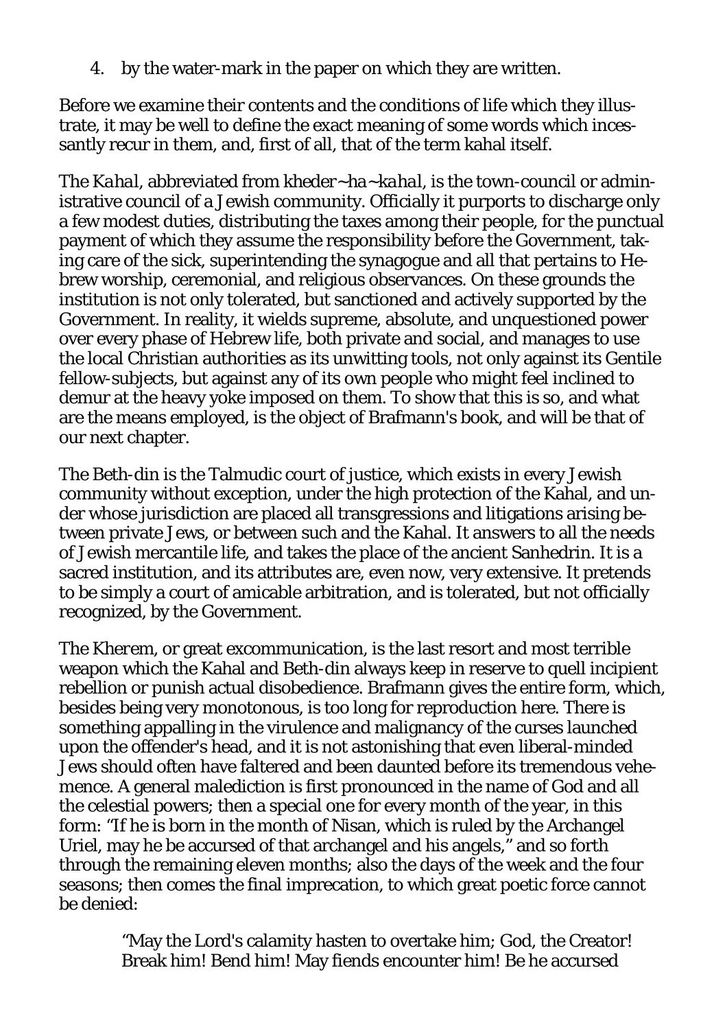4. by the water-mark in the paper on which they are written.

Before we examine their contents and the conditions of life which they illustrate, it may be well to define the exact meaning of some words which incessantly recur in them, and, first of all, that of the term kahal itself.

The *Kahal*, abbreviated from *kheder~ha~kahal*, is the town-council or administrative council of a Jewish community. Officially it purports to discharge only a few modest duties, distributing the taxes among their people, for the punctual payment of which they assume the responsibility before the Government, taking care of the sick, superintending the synagogue and all that pertains to Hebrew worship, ceremonial, and religious observances. On these grounds the institution is not only tolerated, but sanctioned and actively supported by the Government. In reality, it wields supreme, absolute, and unquestioned power over every phase of Hebrew life, both private and social, and manages to use the local Christian authorities as its unwitting tools, not only against its Gentile fellow-subjects, but against any of its own people who might feel inclined to demur at the heavy yoke imposed on them. To show that this is so, and what are the means employed, is the object of Brafmann's book, and will be that of our next chapter.

The Beth-din is the Talmudic court of justice, which exists in every Jewish community without exception, under the high protection of the Kahal, and under whose jurisdiction are placed all transgressions and litigations arising between private Jews, or between such and the Kahal. It answers to all the needs of Jewish mercantile life, and takes the place of the ancient Sanhedrin. It is a sacred institution, and its attributes are, even now, very extensive. It pretends to be simply a court of amicable arbitration, and is tolerated, but not officially recognized, by the Government.

The *Kherem*, or great excommunication, is the last resort and most terrible weapon which the Kahal and Beth-din always keep in reserve to quell incipient rebellion or punish actual disobedience. Brafmann gives the entire form, which, besides being very monotonous, is too long for reproduction here. There is something appalling in the virulence and malignancy of the curses launched upon the offender's head, and it is not astonishing that even liberal-minded Jews should often have faltered and been daunted before its tremendous vehemence. A general malediction is first pronounced in the name of God and all the celestial powers; then a special one for every month of the year, in this form: "If he is born in the month of Nisan, which is ruled by the Archangel Uriel, may he be accursed of that archangel and his angels," and so forth through the remaining eleven months; also the days of the week and the four seasons; then comes the final imprecation, to which great poetic force cannot be denied:

> "May the Lord's calamity hasten to overtake him; God, the Creator! Break him! Bend him! May fiends encounter him! Be he accursed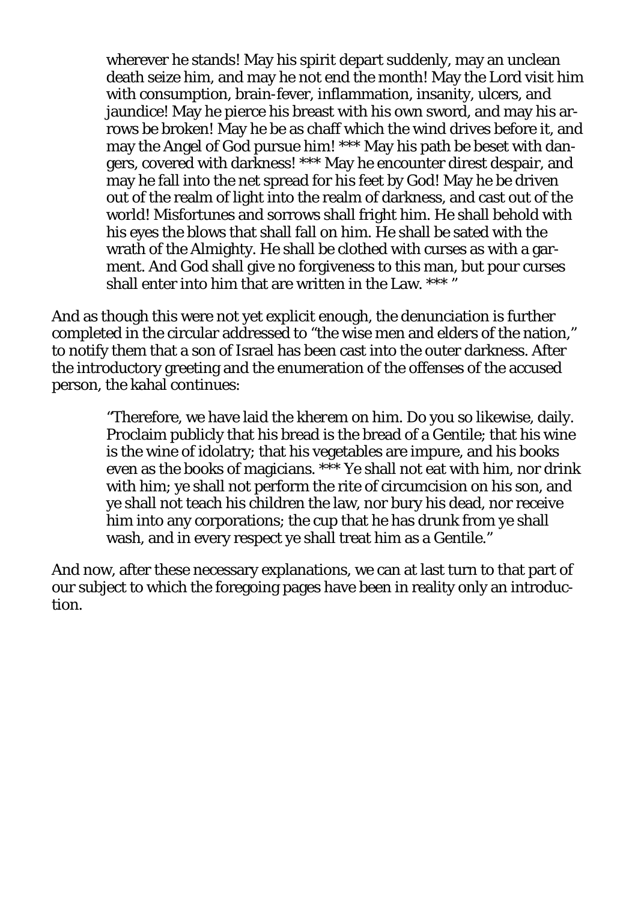> wherever he stands! May his spirit depart suddenly, may an unclean death seize him, and may he not end the month! May the Lord visit him with consumption, brain-fever, inflammation, insanity, ulcers, and jaundice! May he pierce his breast with his own sword, and may his arrows be broken! May he be as chaff which the wind drives before it, and may the Angel of God pursue him! *** May his path be beset with dangers, covered with darkness! *** May he encounter direst despair, and may he fall into the net spread for his feet by God! May he be driven out of the realm of light into the realm of darkness, and cast out of the world! Misfortunes and sorrows shall fright him. He shall behold with his eyes the blows that shall fall on him. He shall be sated with the wrath of the Almighty. He shall be clothed with curses as with a garment. And God shall give no forgiveness to this man, but pour curses shall enter into him that are written in the Law. *** "

And as though this were not yet explicit enough, the denunciation is further completed in the circular addressed to "the wise men and elders of the nation," to notify them that a son of Israel has been cast into the outer darkness. After the introductory greeting and the enumeration of the offenses of the accused person, the kahal continues:

> "Therefore, we have laid the kherem on him. Do you so likewise, daily. Proclaim publicly that his bread is the bread of a Gentile; that his wine is the wine of idolatry; that his vegetables are impure, and his books even as the books of magicians. *** Ye shall not eat with him, nor drink with him; ye shall not perform the rite of circumcision on his son, and ye shall not teach his children the law, nor bury his dead, nor receive him into any corporations; the cup that he has drunk from ye shall wash, and in every respect ye shall treat him as a Gentile."

And now, after these necessary explanations, we can at last turn to that part of our subject to which the foregoing pages have been in reality only an introduction.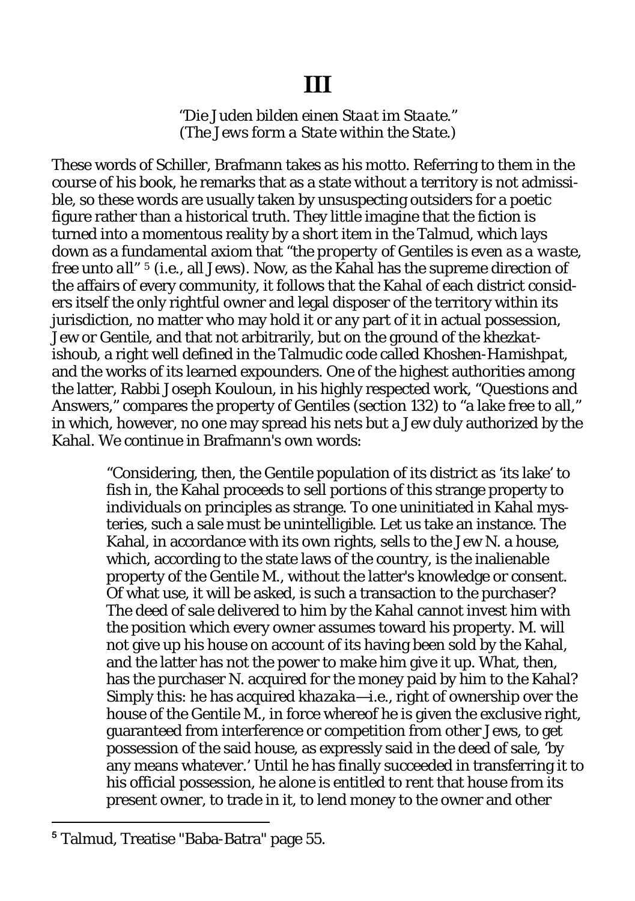# III

*"Die Juden bilden einen Staat im Staate."*
*(The Jews form a State within the State.)*

These words of Schiller, Brafmann takes as his motto. Referring to them in the course of his book, he remarks that as a state without a territory is not admissible, so these words are usually taken by unsuspecting outsiders for a poetic figure rather than a historical truth. They little imagine that the fiction is turned into a momentous reality by a short item in the Talmud, which lays down as a fundamental axiom that "*the property of Gentiles is even as a waste, free unto all*" [5] (i.e., all Jews). Now, as the Kahal has the supreme direction of the affairs of every community, it follows that the Kahal of each district considers itself the only rightful owner and legal disposer of the territory within its jurisdiction, no matter who may hold it or any part of it in actual possession, Jew or Gentile, and that not arbitrarily, but on the ground of the *khezkat-ishoub*, a right well defined in the Talmudic code called *Khoshen-Hamishpat*, and the works of its learned expounders. One of the highest authorities among the latter, Rabbi Joseph Kouloun, in his highly respected work, "Questions and Answers," compares the property of Gentiles (section 132) to "a lake free to all," in which, however, no one may spread his nets but a Jew duly authorized by the Kahal. We continue in Brafmann's own words:

> "Considering, then, the Gentile population of its district as 'its lake' to fish in, the Kahal proceeds to sell portions of this strange property to individuals on principles as strange. To one uninitiated in Kahal mysteries, such a sale must be unintelligible. Let us take an instance. The Kahal, in accordance with its own rights, sells to the Jew N. a house, which, according to the state laws of the country, is the inalienable property of the Gentile M., without the latter's knowledge or consent. Of what use, it will be asked, is such a transaction to the purchaser? The deed of sale delivered to him by the Kahal cannot invest him with the position which every owner assumes toward his property. M. will not give up his house on account of its having been sold by the Kahal, and the latter has not the power to make him give it up. What, then, has the purchaser N. acquired for the money paid by him to the Kahal? Simply this: he has acquired *khazaka*—i.e., right of ownership over the house of the Gentile M., in force whereof he is given the exclusive right, guaranteed from interference or competition from other Jews, to get possession of the said house, as expressly said in the deed of sale, 'by any means whatever.' Until he has finally succeeded in transferring it to his official possession, he alone is entitled to rent that house from its present owner, to trade in it, to lend money to the owner and other

[5] Talmud, Treatise "Baba-Batra" page 55.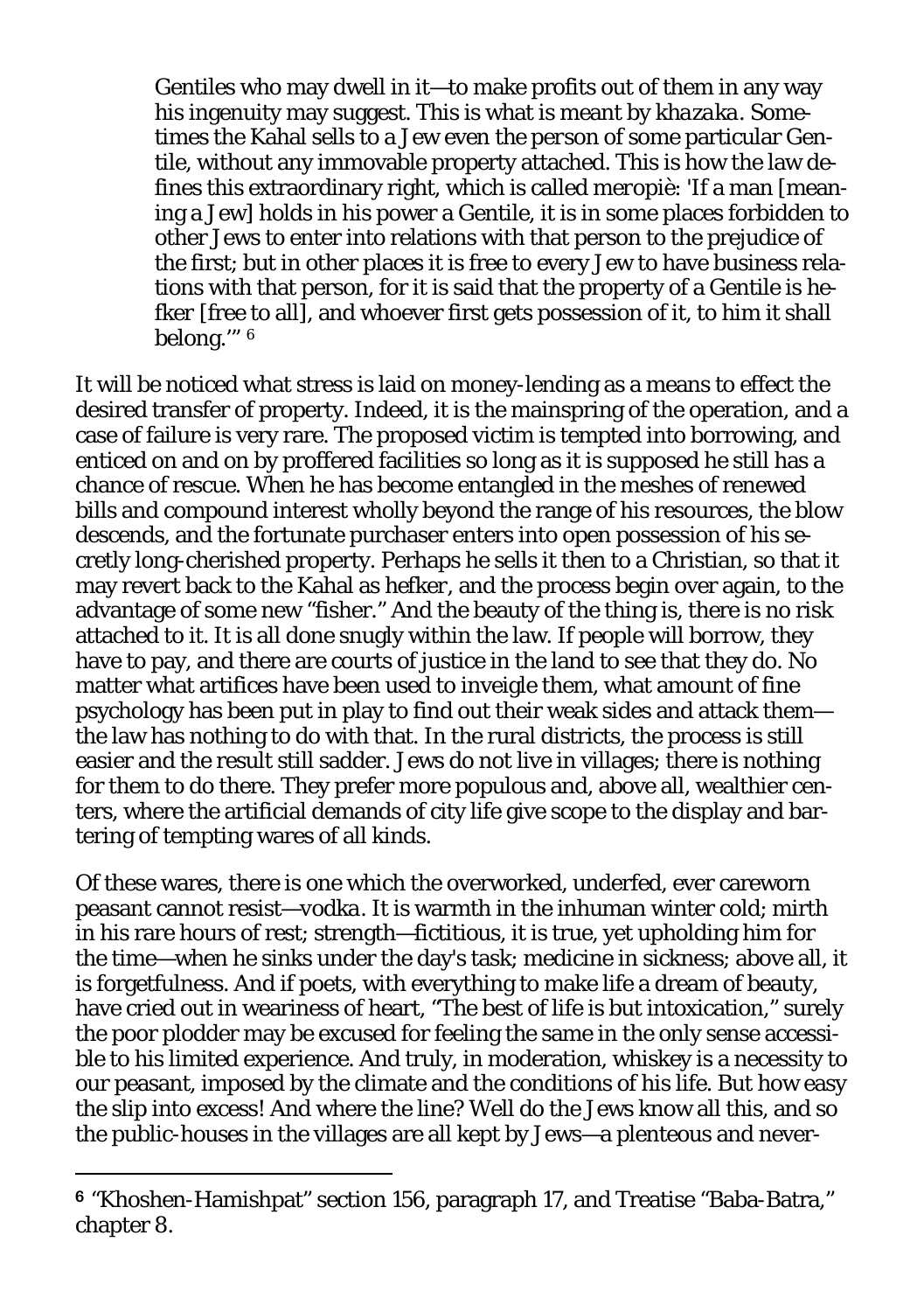> Gentiles who may dwell in it—to make profits out of them in any way his ingenuity may suggest. This is what is meant by *khazaka*. Sometimes the Kahal sells to a Jew even the person of some particular Gentile, without any immovable property attached. This is how the law defines this extraordinary right, which is called *meropiè*: 'If a man [meaning a Jew] holds in his power a Gentile, it is in some places forbidden to other Jews to enter into relations with that person to the prejudice of the first; but in other places it is free to every Jew to have business relations with that person, for it is said that the property of a Gentile is hefker [free to all], and whoever first gets possession of it, to him it shall belong.'" [6]

It will be noticed what stress is laid on money-lending as a means to effect the desired transfer of property. Indeed, it is the mainspring of the operation, and a case of failure is very rare. The proposed victim is tempted into borrowing, and enticed on and on by proffered facilities so long as it is supposed he still has a chance of rescue. When he has become entangled in the meshes of renewed bills and compound interest wholly beyond the range of his resources, the blow descends, and the fortunate purchaser enters into open possession of his secretly long-cherished property. Perhaps he sells it then to a Christian, so that it may revert back to the Kahal as *hefker*, and the process begin over again, to the advantage of some new "fisher." And the beauty of the thing is, there is no risk attached to it. It is all done snugly within the law. If people will borrow, they have to pay, and there are courts of justice in the land to see that they do. No matter what artifices have been used to inveigle them, what amount of fine psychology has been put in play to find out their weak sides and attack them—the law has nothing to do with that. In the rural districts, the process is still easier and the result still sadder. Jews do not live in villages; there is nothing for them to do there. They prefer more populous and, above all, wealthier centers, where the artificial demands of city life give scope to the display and bartering of tempting wares of all kinds.

Of these wares, there is one which the overworked, underfed, ever careworn peasant cannot resist—*vodka*. It is warmth in the inhuman winter cold; mirth in his rare hours of rest; strength—fictitious, it is true, yet upholding him for the time—when he sinks under the day's task; medicine in sickness; above all, it is forgetfulness. And if poets, with everything to make life a dream of beauty, have cried out in weariness of heart, "The best of life is but intoxication," surely the poor plodder may be excused for feeling the same in the only sense accessible to his limited experience. And truly, in moderation, whiskey is a necessity to our peasant, imposed by the climate and the conditions of his life. But how easy the slip into excess! And where the line? Well do the Jews know all this, and so the public-houses in the villages are all kept by Jews—a plenteous and never-

---

[6] "Khoshen-Hamishpat" section 156, paragraph 17, and Treatise "Baba-Batra," chapter 8.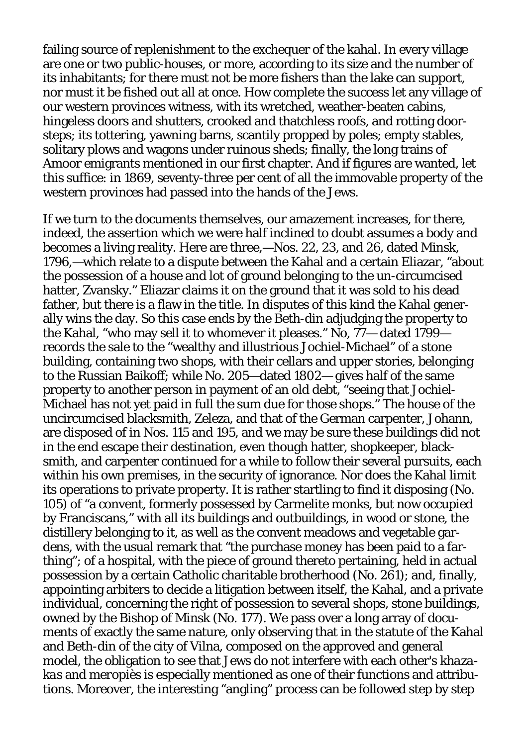failing source of replenishment to the exchequer of the kahal. In every village are one or two public-houses, or more, according to its size and the number of its inhabitants; for there must not be more fishers than the lake can support, nor must it be fished out all at once. How complete the success let any village of our western provinces witness, with its wretched, weather-beaten cabins, hingeless doors and shutters, crooked and thatchless roofs, and rotting door-steps; its tottering, yawning barns, scantily propped by poles; empty stables, solitary plows and wagons under ruinous sheds; finally, the long trains of Amoor emigrants mentioned in our first chapter. And if figures are wanted, let this suffice: in 1869, seventy-three per cent of all the immovable property of the western provinces had passed into the hands of the Jews.

If we turn to the documents themselves, our amazement increases, for there, indeed, the assertion which we were half inclined to doubt assumes a body and becomes a living reality. Here are three,—Nos. 22, 23, and 26, dated Minsk, 1796,—which relate to a dispute between the Kahal and a certain Eliazar, "about the possession of a house and lot of ground belonging to the un-circumcised hatter, Zvansky." Eliazar claims it on the ground that it was sold to his dead father, but there is a flaw in the title. In disputes of this kind the Kahal generally wins the day. So this case ends by the Beth-din adjudging the property to the Kahal, "who may sell it to whomever it pleases." No, 77—dated 1799—records the sale to the "wealthy and illustrious Jochiel-Michael" of a stone building, containing two shops, with their cellars and upper stories, belonging to the Russian Baikoff; while No. 205—dated 1802—gives half of the same property to another person in payment of an old debt, "seeing that Jochiel-Michael has not yet paid in full the sum due for those shops." The house of the uncircumcised blacksmith, Zeleza, and that of the German carpenter, Johann, are disposed of in Nos. 115 and 195, and we may be sure these buildings did not in the end escape their destination, even though hatter, shopkeeper, blacksmith, and carpenter continued for a while to follow their several pursuits, each within his own premises, in the security of ignorance. Nor does the Kahal limit its operations to private property. It is rather startling to find it disposing (No. 105) of "a convent, formerly possessed by Carmelite monks, but now occupied by Franciscans," with all its buildings and outbuildings, in wood or stone, the distillery belonging to it, as well as the convent meadows and vegetable gardens, with the usual remark that "the purchase money has been paid to a farthing"; of a hospital, with the piece of ground thereto pertaining, held in actual possession by a certain Catholic charitable brotherhood (No. 261); and, finally, appointing arbiters to decide a litigation between itself, the Kahal, and a private individual, concerning the right of possession to several shops, stone buildings, owned by the Bishop of Minsk (No. 177). We pass over a long array of documents of exactly the same nature, only observing that in the statute of the Kahal and Beth-din of the city of Vilna, composed on the approved and general model, the obligation to see that Jews do not interfere with each other's *khazakas* and *meropiès* is especially mentioned as one of their functions and attributions. Moreover, the interesting "angling" process can be followed step by step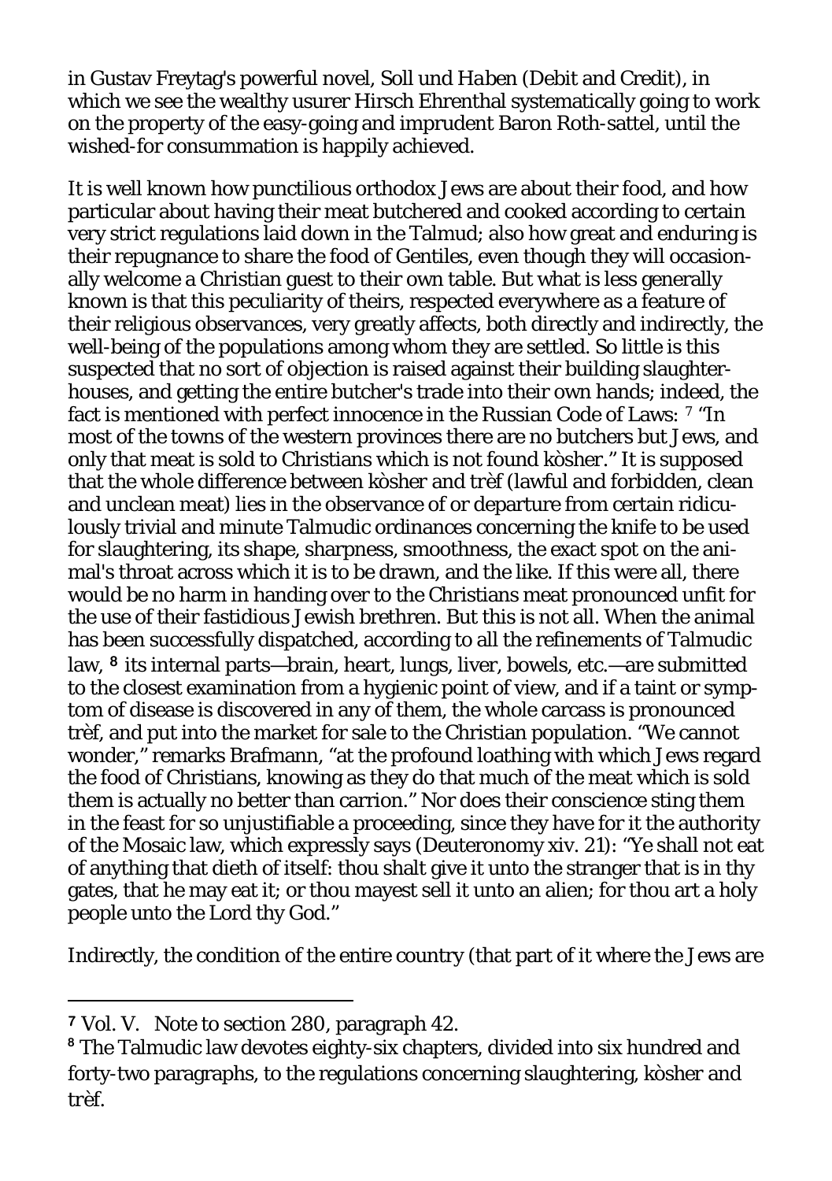in Gustav Freytag's powerful novel, *Soll und Haben* (Debit and Credit), in which we see the wealthy usurer Hirsch Ehrenthal systematically going to work on the property of the easy-going and imprudent Baron Roth-sattel, until the wished-for consummation is happily achieved.

It is well known how punctilious orthodox Jews are about their food, and how particular about having their meat butchered and cooked according to certain very strict regulations laid down in the Talmud; also how great and enduring is their repugnance to share the food of Gentiles, even though they will occasionally welcome a Christian guest to their own table. But what is less generally known is that this peculiarity of theirs, respected everywhere as a feature of their religious observances, very greatly affects, both directly and indirectly, the well-being of the populations among whom they are settled. So little is this suspected that no sort of objection is raised against their building slaughter-houses, and getting the entire butcher's trade into their own hands; indeed, the fact is mentioned with perfect innocence in the Russian Code of Laws: [7] "In most of the towns of the western provinces there are no butchers but Jews, and only that meat is sold to Christians which is not found kòsher." It is supposed that the whole difference between kòsher and trèf (lawful and forbidden, clean and unclean meat) lies in the observance of or departure from certain ridiculously trivial and minute Talmudic ordinances concerning the knife to be used for slaughtering, its shape, sharpness, smoothness, the exact spot on the animal's throat across which it is to be drawn, and the like. If this were all, there would be no harm in handing over to the Christians meat pronounced unfit for the use of their fastidious Jewish brethren. But this is not all. When the animal has been successfully dispatched, according to all the refinements of Talmudic law, [8] its internal parts—brain, heart, lungs, liver, bowels, etc.—are submitted to the closest examination from a hygienic point of view, and if a taint or symptom of disease is discovered in any of them, the whole carcass is pronounced trèf, and put into the market for sale to the Christian population. "We cannot wonder," remarks Brafmann, "at the profound loathing with which Jews regard the food of Christians, knowing as they do that much of the meat which is sold them is actually no better than carrion." Nor does their conscience sting them in the feast for so unjustifiable a proceeding, since they have for it the authority of the Mosaic law, which expressly says (Deuteronomy xiv. 21): "Ye shall not eat of anything that dieth of itself: thou shalt give it unto the stranger that is in thy gates, that he may eat it; or thou mayest sell it unto an alien; for thou art a holy people unto the Lord thy God."

Indirectly, the condition of the entire country (that part of it where the Jews are

---

[7] Vol. V. Note to section 280, paragraph 42.

[8] The Talmudic law devotes eighty-six chapters, divided into six hundred and forty-two paragraphs, to the regulations concerning slaughtering, kòsher and trèf.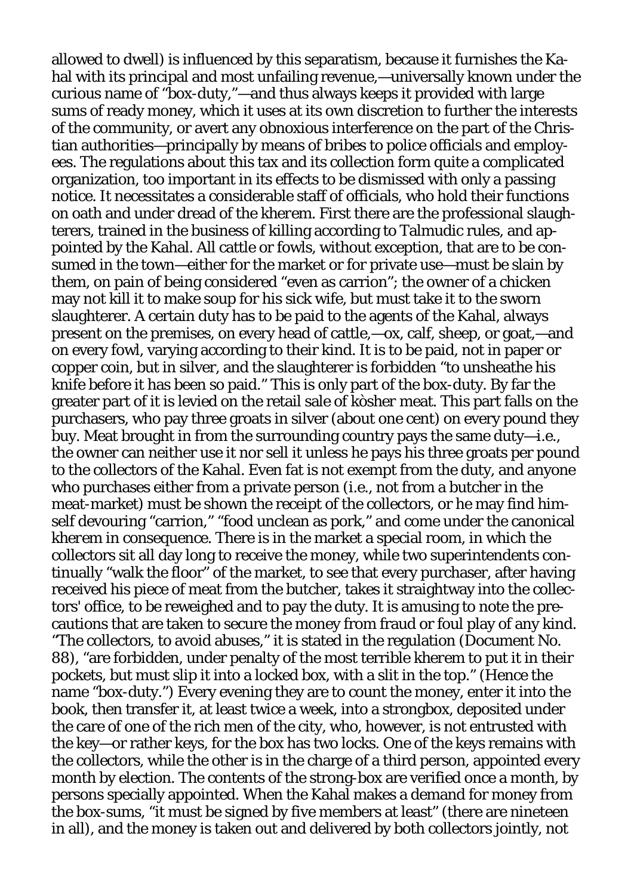allowed to dwell) is influenced by this separatism, because it furnishes the Kahal with its principal and most unfailing revenue,—universally known under the curious name of "box-duty,"—and thus always keeps it provided with large sums of ready money, which it uses at its own discretion to further the interests of the community, or avert any obnoxious interference on the part of the Christian authorities—principally by means of bribes to police officials and employees. The regulations about this tax and its collection form quite a complicated organization, too important in its effects to be dismissed with only a passing notice. It necessitates a considerable staff of officials, who hold their functions on oath and under dread of the *kherem*. First there are the professional slaughterers, trained in the business of killing according to Talmudic rules, and appointed by the Kahal. All cattle or fowls, without exception, that are to be consumed in the town—either for the market or for private use—must be slain by them, on pain of being considered "even as carrion"; the owner of a chicken may not kill it to make soup for his sick wife, but must take it to the sworn slaughterer. A certain duty has to be paid to the agents of the Kahal, always present on the premises, on every head of cattle,—ox, calf, sheep, or goat,—and on every fowl, varying according to their kind. It is to be paid, not in paper or copper coin, but in silver, and the slaughterer is forbidden "to unsheathe his knife before it has been so paid." This is only part of the box-duty. By far the greater part of it is levied on the retail sale of kòsher meat. This part falls on the purchasers, who pay three groats in silver (about one cent) on every pound they buy. Meat brought in from the surrounding country pays the same duty—i.e., the owner can neither use it nor sell it unless he pays his three groats per pound to the collectors of the Kahal. Even fat is not exempt from the duty, and anyone who purchases either from a private person (i.e., not from a butcher in the meat-market) must be shown the receipt of the collectors, or he may find himself devouring "carrion," "food unclean as pork," and come under the canonical *kherem* in consequence. There is in the market a special room, in which the collectors sit all day long to receive the money, while two superintendents continually "walk the floor" of the market, to see that every purchaser, after having received his piece of meat from the butcher, takes it straightway into the collectors' office, to be reweighed and to pay the duty. It is amusing to note the precautions that are taken to secure the money from fraud or foul play of any kind. "The collectors, to avoid abuses," it is stated in the regulation (Document No. 88), "are forbidden, under penalty of the most terrible *kherem* to put it in their pockets, but must slip it into a locked box, with a slit in the top." (Hence the name "box-duty.") Every evening they are to count the money, enter it into the book, then transfer it, at least twice a week, into a strongbox, deposited under the care of one of the rich men of the city, who, however, is not entrusted with the key—or rather keys, for the box has two locks. One of the keys remains with the collectors, while the other is in the charge of a third person, appointed every month by election. The contents of the strong-box are verified once a month, by persons specially appointed. When the Kahal makes a demand for money from the box-sums, "it must be signed by five members at least" (there are nineteen in all), and the money is taken out and delivered by both collectors jointly, not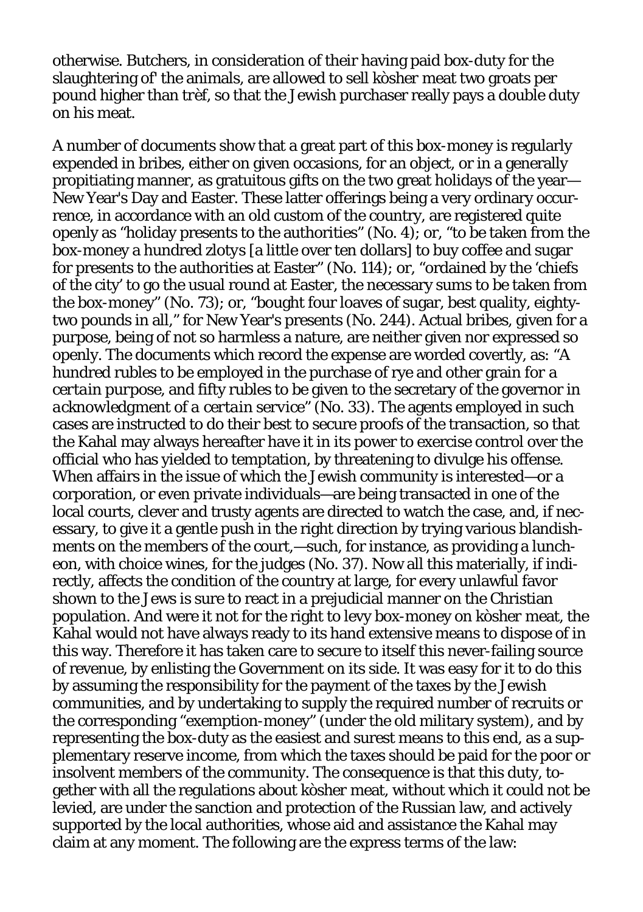otherwise. Butchers, in consideration of their having paid box-duty for the slaughtering of' the animals, are allowed to sell kòsher meat two groats per pound higher than trèf, so that the Jewish purchaser really pays a double duty on his meat.

A number of documents show that a great part of this box-money is regularly expended in bribes, either on given occasions, for an object, or in a generally propitiating manner, as gratuitous gifts on the two great holidays of the year—New Year's Day and Easter. These latter offerings being a very ordinary occurrence, in accordance with an old custom of the country, are registered quite openly as "holiday presents to the authorities" (No. 4); or, "to be taken from the box-money a hundred zlotys [a little over ten dollars] to buy coffee and sugar for presents to the authorities at Easter" (No. 114); or, "ordained by the 'chiefs of the city' to go the usual round at Easter, the necessary sums to be taken from the box-money" (No. 73); or, "bought four loaves of sugar, best quality, eighty-two pounds in all," for New Year's presents (No. 244). Actual bribes, given for a purpose, being of not so harmless a nature, are neither given nor expressed so openly. The documents which record the expense are worded covertly, as: "A hundred rubles to be employed in the purchase of rye and other grain for a *certain purpose*, and fifty rubles to be given to the secretary of the governor in *acknowledgment of a certain service*" (No. 33). The agents employed in such cases are instructed to do their best to secure proofs of the transaction, so that the Kahal may always hereafter have it in its power to exercise control over the official who has yielded to temptation, by threatening to divulge his offense. When affairs in the issue of which the Jewish community is interested—or a corporation, or even private individuals—are being transacted in one of the local courts, clever and trusty agents are directed to watch the case, and, if necessary, to give it a gentle push in the right direction by trying various blandishments on the members of the court,—such, for instance, as providing a luncheon, with choice wines, for the judges (No. 37). Now all this materially, if indirectly, affects the condition of the country at large, for every unlawful favor shown to the Jews is sure to react in a prejudicial manner on the Christian population. And were it not for the right to levy box-money on kòsher meat, the Kahal would not have always ready to its hand extensive means to dispose of in this way. Therefore it has taken care to secure to itself this never-failing source of revenue, by enlisting the Government on its side. It was easy for it to do this by assuming the responsibility for the payment of the taxes by the Jewish communities, and by undertaking to supply the required number of recruits or the corresponding "exemption-money" (under the old military system), and by representing the box-duty as the easiest and surest means to this end, as a supplementary reserve income, from which the taxes should be paid for the poor or insolvent members of the community. The consequence is that this duty, together with all the regulations about kòsher meat, without which it could not be levied, are under the sanction and protection of the Russian law, and actively supported by the local authorities, whose aid and assistance the Kahal may claim at any moment. The following are the express terms of the law: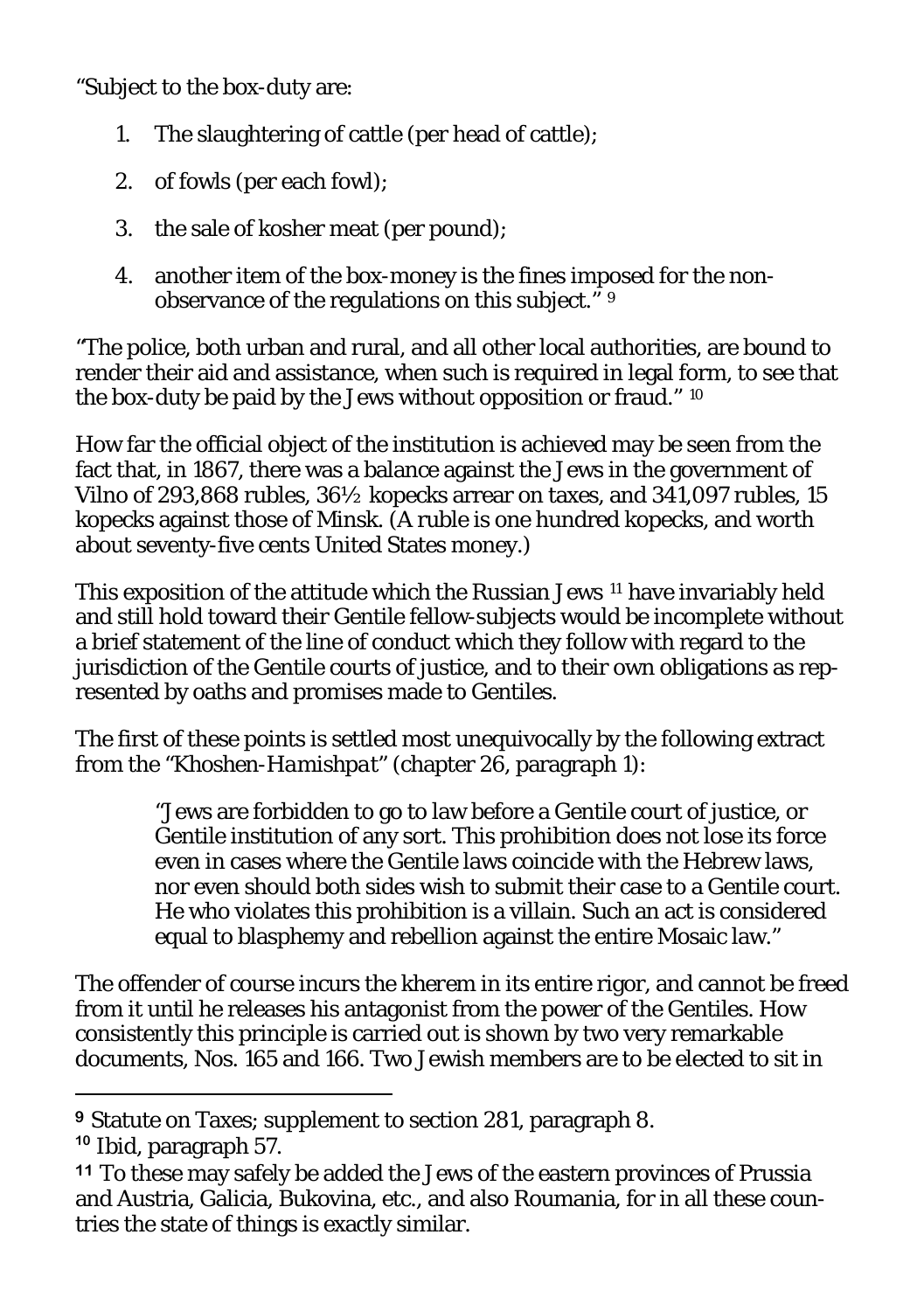"Subject to the box-duty are:

1. The slaughtering of cattle (per head of cattle);
2. of fowls (per each fowl);
3. the sale of kosher meat (per pound);
4. another item of the box-money is the fines imposed for the non-observance of the regulations on this subject." [9]

"The police, both urban and rural, and all other local authorities, are bound to render their aid and assistance, when such is required in legal form, to see that the box-duty be paid by the Jews without opposition or fraud." [10]

How far the official object of the institution is achieved may be seen from the fact that, in 1867, there was a balance against the Jews in the government of Vilno of 293,868 rubles, 36½ kopecks arrear on taxes, and 341,097 rubles, 15 kopecks against those of Minsk. (A ruble is one hundred kopecks, and worth about seventy-five cents United States money.)

This exposition of the attitude which the Russian Jews [11] have invariably held and still hold toward their Gentile fellow-subjects would be incomplete without a brief statement of the line of conduct which they follow with regard to the jurisdiction of the Gentile courts of justice, and to their own obligations as represented by oaths and promises made to Gentiles.

The first of these points is settled most unequivocally by the following extract from the "*Khoshen-Hamishpat*" (chapter 26, paragraph 1):

> "Jews are forbidden to go to law before a Gentile court of justice, or Gentile institution of any sort. This prohibition does not lose its force even in cases where the Gentile laws coincide with the Hebrew laws, nor even should both sides wish to submit their case to a Gentile court. He who violates this prohibition is a villain. Such an act is considered equal to blasphemy and rebellion against the entire Mosaic law."

The offender of course incurs the *kherem* in its entire rigor, and cannot be freed from it until he releases his antagonist from the power of the Gentiles. How consistently this principle is carried out is shown by two very remarkable documents, Nos. 165 and 166. Two Jewish members are to be elected to sit in

---

[9] Statute on Taxes; supplement to section 281, paragraph 8.

[10] Ibid, paragraph 57.

[11] To these may safely be added the Jews of the eastern provinces of Prussia and Austria, Galicia, Bukovina, etc., and also Roumania, for in all these countries the state of things is exactly similar.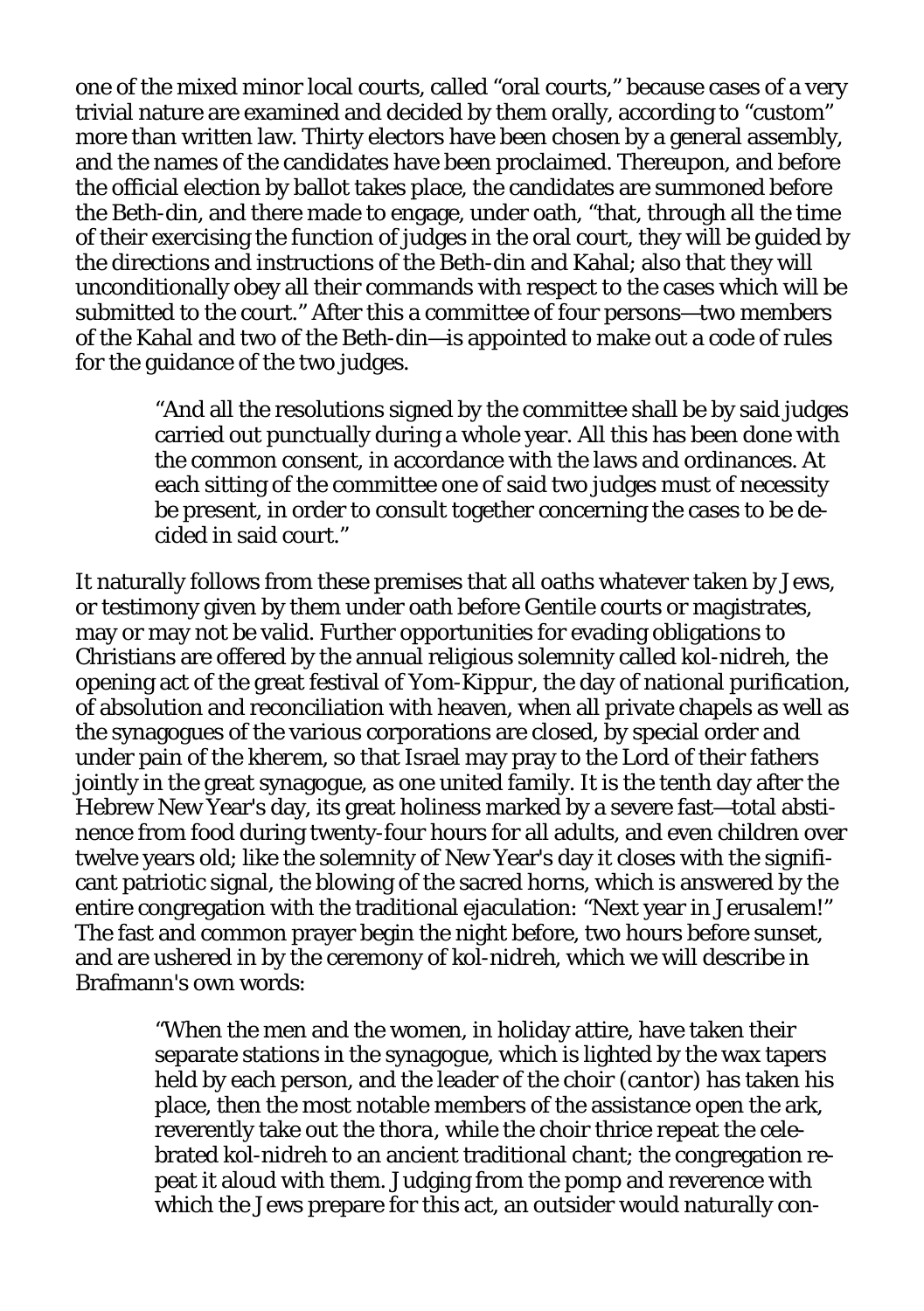one of the mixed minor local courts, called "oral courts," because cases of a very trivial nature are examined and decided by them orally, according to "custom" more than written law. Thirty electors have been chosen by a general assembly, and the names of the candidates have been proclaimed. Thereupon, and before the official election by ballot takes place, the candidates are summoned before the Beth-din, and there made to engage, under oath, "that, through all the time of their exercising the function of judges in the oral court, they will be guided by the directions and instructions of the Beth-din and Kahal; also that they will unconditionally obey all their commands with respect to the cases which will be submitted to the court." After this a committee of four persons—two members of the Kahal and two of the Beth-din—is appointed to make out a code of rules for the guidance of the two judges.

> "And all the resolutions signed by the committee shall be by said judges carried out punctually during a whole year. All this has been done with the common consent, in accordance with the laws and ordinances. At each sitting of the committee one of said two judges must of necessity be present, in order to consult together concerning the cases to be decided in said court."

It naturally follows from these premises that all oaths whatever taken by Jews, or testimony given by them under oath before Gentile courts or magistrates, may or may not be valid. Further opportunities for evading obligations to Christians are offered by the annual religious solemnity called *kol-nidreh*, the opening act of the great festival of *Yom-Kippur*, the day of national purification, of absolution and reconciliation with heaven, when all private chapels as well as the synagogues of the various corporations are closed, by special order and under pain of the *kherem*, so that Israel may pray to the Lord of their fathers jointly in the great synagogue, as one united family. It is the tenth day after the Hebrew New Year's day, its great holiness marked by a severe fast—total abstinence from food during twenty-four hours for all adults, and even children over twelve years old; like the solemnity of New Year's day it closes with the significant patriotic signal, the blowing of the sacred horns, which is answered by the entire congregation with the traditional ejaculation: "Next year in Jerusalem!" The fast and common prayer begin the night before, two hours before sunset, and are ushered in by the ceremony of *kol-nidreh*, which we will describe in Brafmann's own words:

> "When the men and the women, in holiday attire, have taken their separate stations in the synagogue, which is lighted by the wax tapers held by each person, and the leader of the choir (*cantor*) has taken his place, then the most notable members of the assistance open the ark, reverently take out the *thora*, while the choir thrice repeat the celebrated *kol-nidreh* to an ancient traditional chant; the congregation repeat it aloud with them. Judging from the pomp and reverence with which the Jews prepare for this act, an outsider would naturally con-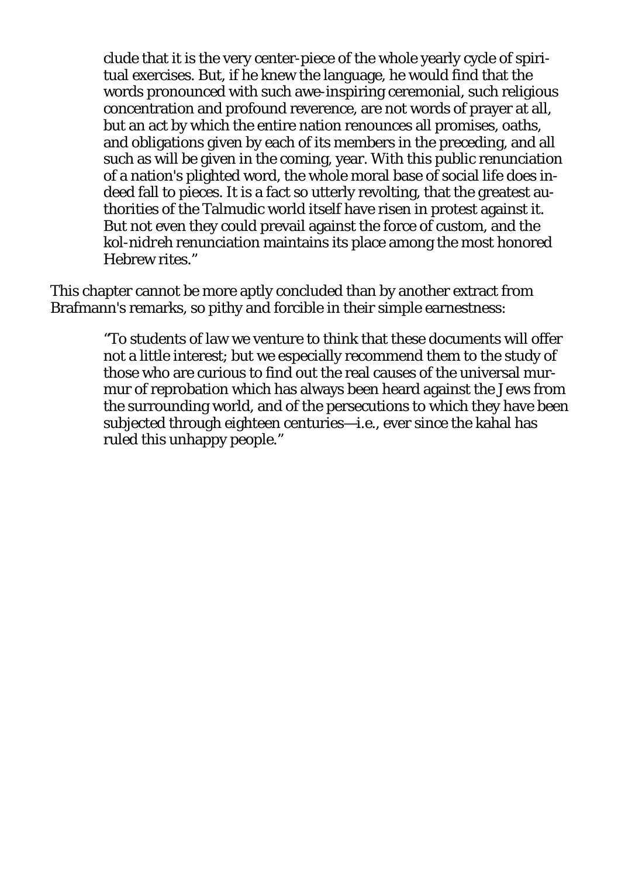> clude that it is the very center-piece of the whole yearly cycle of spiritual exercises. But, if he knew the language, he would find that the words pronounced with such awe-inspiring ceremonial, such religious concentration and profound reverence, are not words of prayer at all, but an act by which the entire nation renounces all promises, oaths, and obligations given by each of its members in the preceding, and all such as will be given in the coming, year. With this public renunciation of a nation's plighted word, the whole moral base of social life does indeed fall to pieces. It is a fact so utterly revolting, that the greatest authorities of the Talmudic world itself have risen in protest against it. But not even they could prevail against the force of custom, and the *kol-nidreh* renunciation maintains its place among the most honored Hebrew rites."

This chapter cannot be more aptly concluded than by another extract from Brafmann's remarks, so pithy and forcible in their simple earnestness:

> "To students of law we venture to think that these documents will offer not a little interest; but we especially recommend them to the study of those who are curious to find out the real causes of the universal murmur of reprobation which has always been heard against the Jews from the surrounding world, and of the persecutions to which they have been subjected through eighteen centuries—i.e., ever since the kahal has ruled this unhappy people."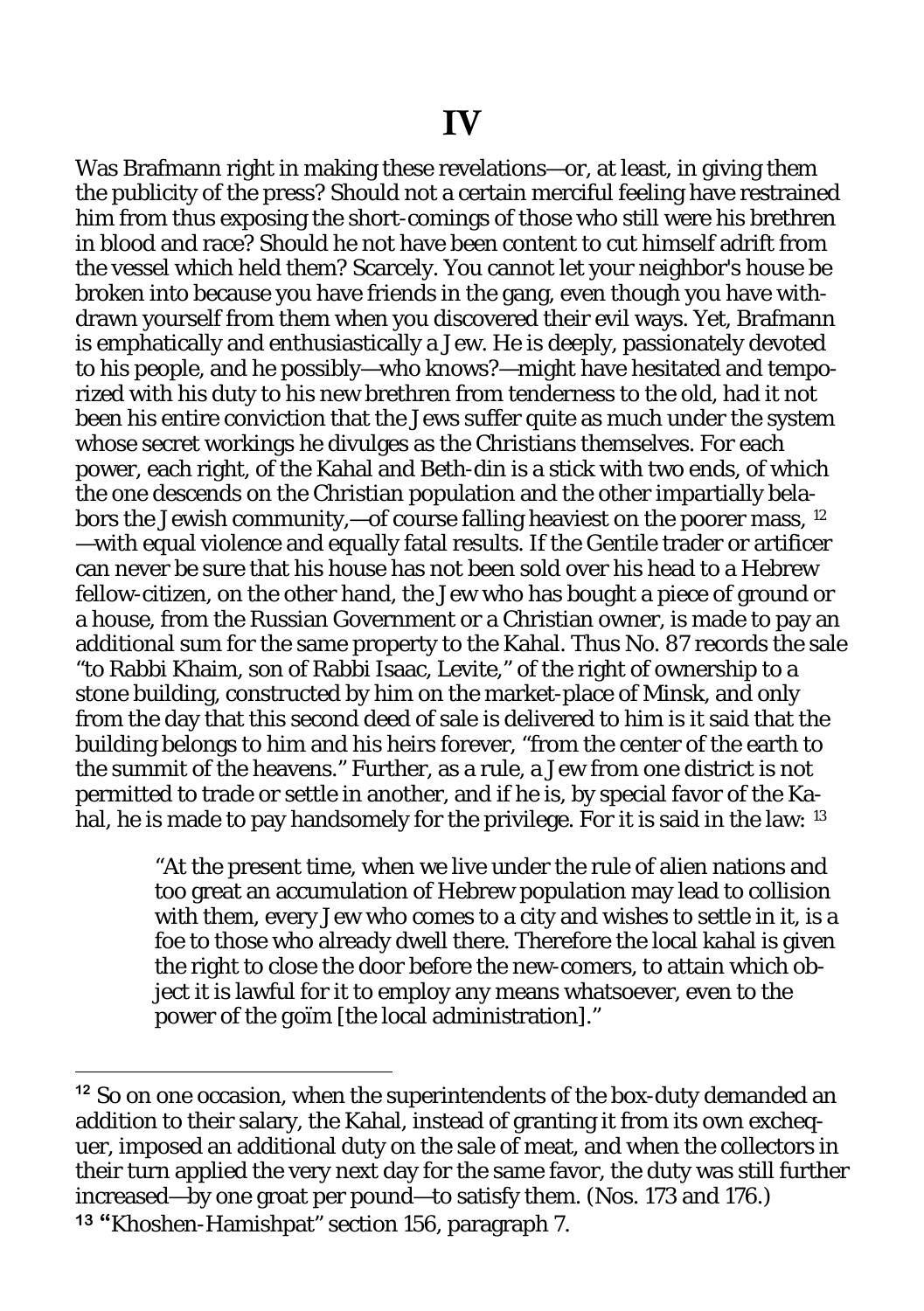# IV

Was Brafmann right in making these revelations—or, at least, in giving them the publicity of the press? Should not a certain merciful feeling have restrained him from thus exposing the short-comings of those who still were his brethren in blood and race? Should he not have been content to cut himself adrift from the vessel which held them? Scarcely. You cannot let your neighbor's house be broken into because you have friends in the gang, even though you have withdrawn yourself from them when you discovered their evil ways. Yet, Brafmann is emphatically and enthusiastically a Jew. He is deeply, passionately devoted to his people, and he possibly—who knows?—might have hesitated and temporized with his duty to his new brethren from tenderness to the old, had it not been his entire conviction that the Jews suffer quite as much under the system whose secret workings he divulges as the Christians themselves. For each power, each right, of the Kahal and Beth-din is a stick with two ends, of which the one descends on the Christian population and the other impartially belabors the Jewish community,—of course falling heaviest on the poorer mass, [12] —with equal violence and equally fatal results. If the Gentile trader or artificer can never be sure that his house has not been sold over his head to a Hebrew fellow-citizen, on the other hand, the Jew who has bought a piece of ground or a house, from the Russian Government or a Christian owner, is made to pay an additional sum for the same property to the Kahal. Thus No. 87 records the sale "to Rabbi Khaim, son of Rabbi Isaac, Levite," of the right of ownership to a stone building, constructed by him on the market-place of Minsk, and only from the day that this second deed of sale is delivered to him is it said that the building belongs to him and his heirs forever, "from the center of the earth to the summit of the heavens." Further, as a rule, a Jew from one district is not permitted to trade or settle in another, and if he is, by special favor of the Kahal, he is made to pay handsomely for the privilege. For it is said in the law: [13]

> "At the present time, when we live under the rule of alien nations and too great an accumulation of Hebrew population may lead to collision with them, every Jew who comes to a city and wishes to settle in it, is a foe to those who already dwell there. Therefore the local kahal is given the right to close the door before the new-comers, to attain which object it is lawful for it to employ any means whatsoever, even to the power of the goïm [the local administration]."

---

[12] So on one occasion, when the superintendents of the box-duty demanded an addition to their salary, the Kahal, instead of granting it from its own exchequer, imposed an additional duty on the sale of meat, and when the collectors in their turn applied the very next day for the same favor, the duty was still further increased—by one groat per pound—to satisfy them. (Nos. 173 and 176.)

[13] "Khoshen-Hamishpat" section 156, paragraph 7.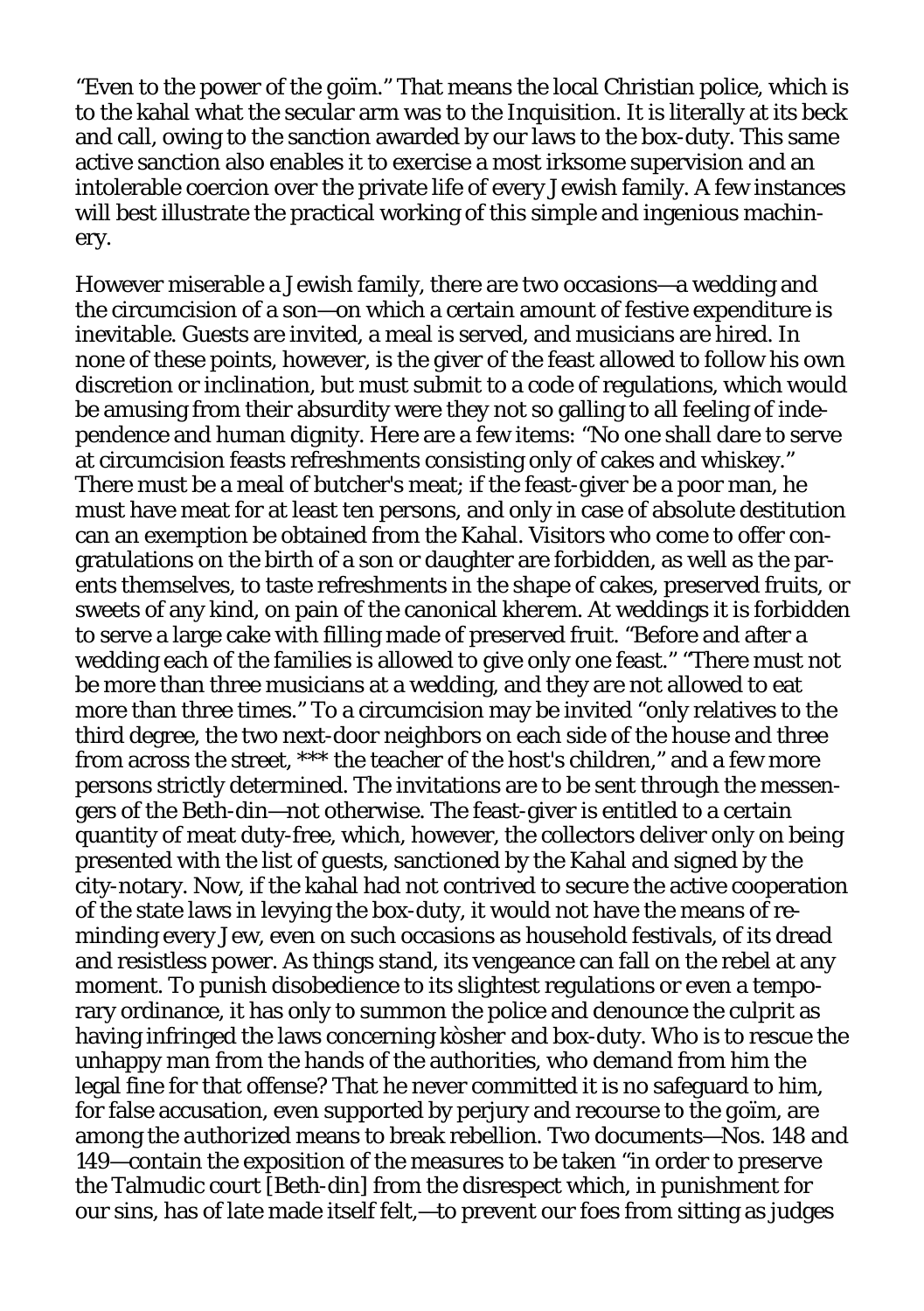"Even to the power of the goïm." That means the local Christian police, which is to the kahal what the secular arm was to the Inquisition. It is literally at its beck and call, owing to the sanction awarded by our laws to the box-duty. This same active sanction also enables it to exercise a most irksome supervision and an intolerable coercion over the private life of every Jewish family. A few instances will best illustrate the practical working of this simple and ingenious machinery.

However miserable a Jewish family, there are two occasions—a wedding and the circumcision of a son—on which a certain amount of festive expenditure is inevitable. Guests are invited, a meal is served, and musicians are hired. In none of these points, however, is the giver of the feast allowed to follow his own discretion or inclination, but must submit to a code of regulations, which would be amusing from their absurdity were they not so galling to all feeling of independence and human dignity. Here are a few items: "No one shall dare to serve at circumcision feasts refreshments consisting only of cakes and whiskey." There must be a meal of butcher's meat; if the feast-giver be a poor man, he must have meat for at least ten persons, and only in case of absolute destitution can an exemption be obtained from the Kahal. Visitors who come to offer congratulations on the birth of a son or daughter are forbidden, as well as the parents themselves, to taste refreshments in the shape of cakes, preserved fruits, or sweets of any kind, on pain of the canonical kherem. At weddings it is forbidden to serve a large cake with filling made of preserved fruit. "Before and after a wedding each of the families is allowed to give only one feast." "There must not be more than three musicians at a wedding, and they are not allowed to eat more than three times." To a circumcision may be invited "only relatives to the third degree, the two next-door neighbors on each side of the house and three from across the street, *** the teacher of the host's children," and a few more persons strictly determined. The invitations are to be sent through the messengers of the Beth-din—not otherwise. The feast-giver is entitled to a certain quantity of meat duty-free, which, however, the collectors deliver only on being presented with the list of guests, sanctioned by the Kahal and signed by the city-notary. Now, if the kahal had not contrived to secure the active cooperation of the state laws in levying the box-duty, it would not have the means of reminding every Jew, even on such occasions as household festivals, of its dread and resistless power. As things stand, its vengeance can fall on the rebel at any moment. To punish disobedience to its slightest regulations or even a temporary ordinance, it has only to summon the police and denounce the culprit as having infringed the laws concerning kòsher and box-duty. Who is to rescue the unhappy man from the hands of the authorities, who demand from him the legal fine for that offense? That he never committed it is no safeguard to him, for false accusation, even supported by perjury and recourse to the goïm, are among the *authorized* means to break rebellion. Two documents—Nos. 148 and 149—contain the exposition of the measures to be taken "in order to preserve the Talmudic court [Beth-din] from the disrespect which, in punishment for our sins, has of late made itself felt,—to prevent our foes from sitting as judges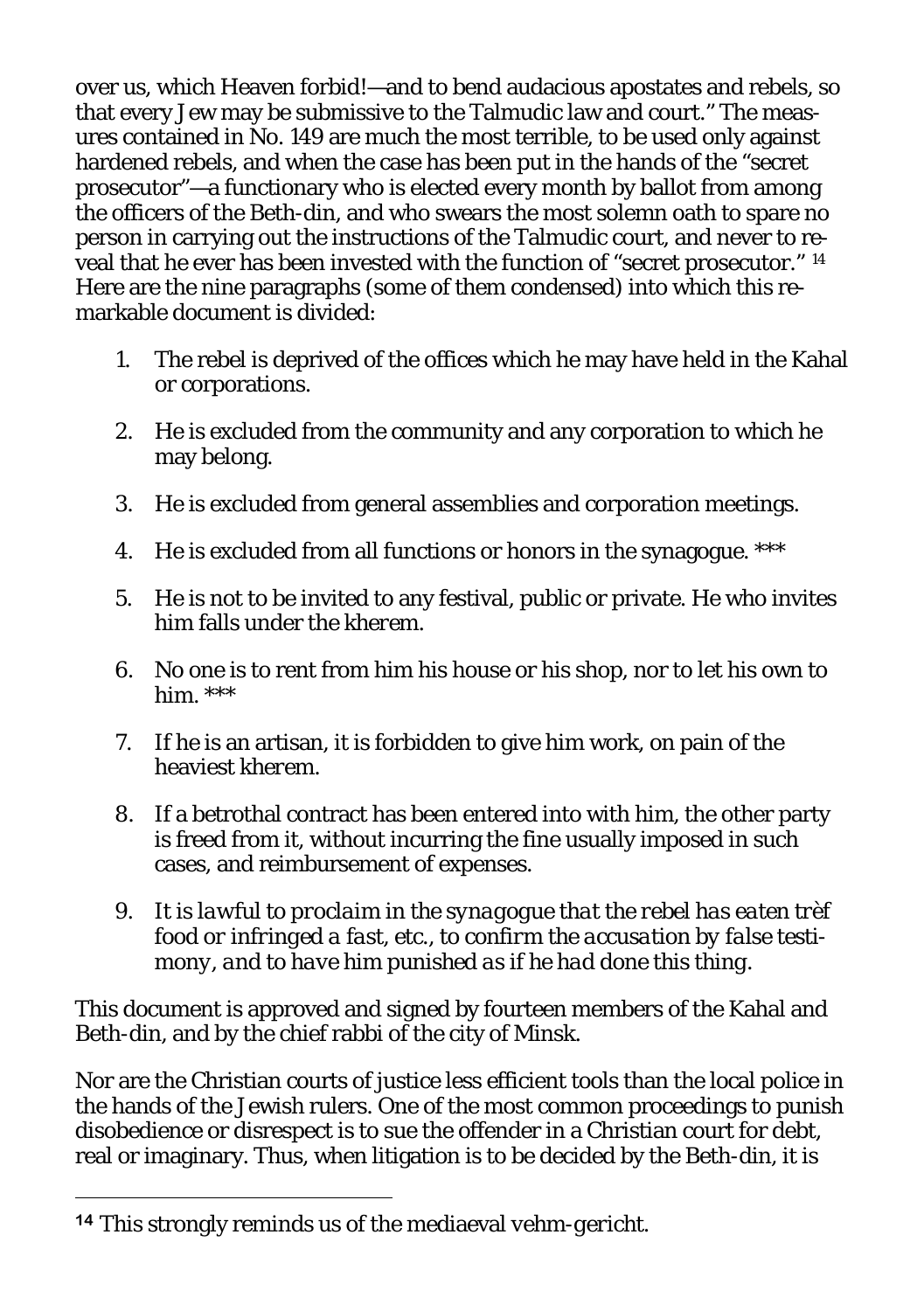over us, which Heaven forbid!—and to bend audacious apostates and rebels, so that every Jew may be submissive to the Talmudic law and court." The measures contained in No. 149 are much the most terrible, to be used only against hardened rebels, and when the case has been put in the hands of the "secret prosecutor"—a functionary who is elected every month by ballot from among the officers of the Beth-din, and who swears the most solemn oath to spare no person in carrying out the instructions of the Talmudic court, and never to reveal that he ever has been invested with the function of "secret prosecutor." [14] Here are the nine paragraphs (some of them condensed) into which this remarkable document is divided:

1. The rebel is deprived of the offices which he may have held in the Kahal or corporations.
2. He is excluded from the community and any corporation to which he may belong.
3. He is excluded from general assemblies and corporation meetings.
4. He is excluded from all functions or honors in the synagogue. ***
5. He is not to be invited to any festival, public or private. He who invites him falls under the *kherem*.
6. No one is to rent from him his house or his shop, nor to let his own to him. ***
7. If he is an artisan, it is forbidden to give him work, on pain of the heaviest *kherem*.
8. If a betrothal contract has been entered into with him, the other party is freed from it, without incurring the fine usually imposed in such cases, and reimbursement of expenses.
9. *It is lawful to proclaim in the synagogue that the rebel has eaten trèf food or infringed a fast, etc., to confirm the accusation by false testimony, and to have him punished as if he had done this thing.*

This document is approved and signed by fourteen members of the Kahal and Beth-din, and by the chief rabbi of the city of Minsk.

Nor are the Christian courts of justice less efficient tools than the local police in the hands of the Jewish rulers. One of the most common proceedings to punish disobedience or disrespect is to sue the offender in a Christian court for debt, real or imaginary. Thus, when litigation is to be decided by the Beth-din, it is

---

[14] This strongly reminds us of the mediaeval vehm-gericht.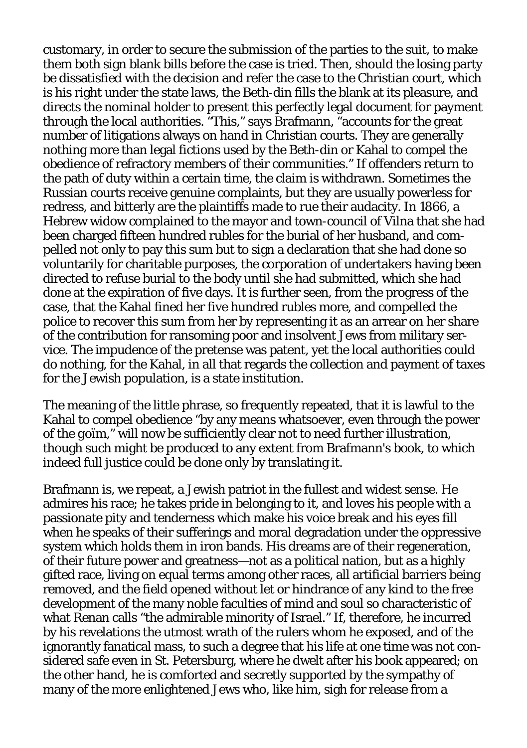customary, in order to secure the submission of the parties to the suit, to make them both sign blank bills before the case is tried. Then, should the losing party be dissatisfied with the decision and refer the case to the Christian court, which is his right under the state laws, the Beth-din fills the blank at its pleasure, and directs the nominal holder to present this perfectly legal document for payment through the local authorities. "This," says Brafmann, "accounts for the great number of litigations always on hand in Christian courts. They are generally nothing more than legal fictions used by the Beth-din or Kahal to compel the obedience of refractory members of their communities." If offenders return to the path of duty within a certain time, the claim is withdrawn. Sometimes the Russian courts receive genuine complaints, but they are usually powerless for redress, and bitterly are the plaintiffs made to rue their audacity. In 1866, a Hebrew widow complained to the mayor and town-council of Vilna that she had been charged fifteen hundred rubles for the burial of her husband, and compelled not only to pay this sum but to sign a declaration that she had done so voluntarily for charitable purposes, the corporation of undertakers having been directed to refuse burial to the body until she had submitted, which she had done at the expiration of five days. It is further seen, from the progress of the case, that the Kahal fined her five hundred rubles more, and compelled the police to recover this sum from her by representing it as an arrear on her share of the contribution for ransoming poor and insolvent Jews from military service. The impudence of the pretense was patent, yet the local authorities could do nothing, for the Kahal, in all that regards the collection and payment of taxes for the Jewish population, is a state institution.

The meaning of the little phrase, so frequently repeated, that it is lawful to the Kahal to compel obedience "by any means whatsoever, even through the power of the goïm," will now be sufficiently clear not to need further illustration, though such might be produced to any extent from Brafmann's book, to which indeed full justice could be done only by translating it.

Brafmann is, we repeat, a Jewish patriot in the fullest and widest sense. He admires his race; he takes pride in belonging to it, and loves his people with a passionate pity and tenderness which make his voice break and his eyes fill when he speaks of their sufferings and moral degradation under the oppressive system which holds them in iron bands. His dreams are of their regeneration, of their future power and greatness—not as a political nation, but as a highly gifted race, living on equal terms among other races, all artificial barriers being removed, and the field opened without let or hindrance of any kind to the free development of the many noble faculties of mind and soul so characteristic of what Renan calls "the admirable minority of Israel." If, therefore, he incurred by his revelations the utmost wrath of the rulers whom he exposed, and of the ignorantly fanatical mass, to such a degree that his life at one time was not considered safe even in St. Petersburg, where he dwelt after his book appeared; on the other hand, he is comforted and secretly supported by the sympathy of many of the more enlightened Jews who, like him, sigh for release from a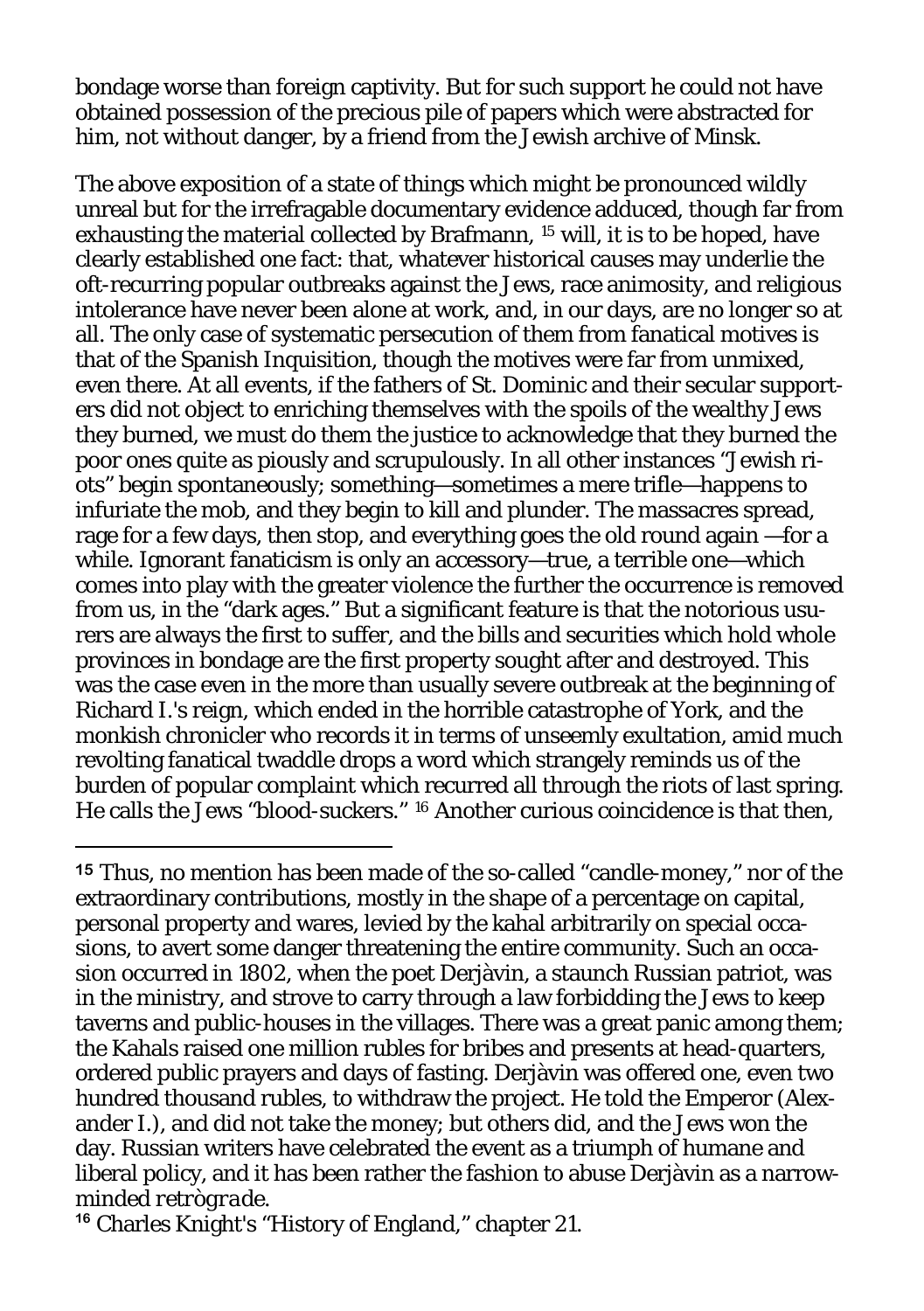bondage worse than foreign captivity. But for such support he could not have obtained possession of the precious pile of papers which were abstracted for him, not without danger, by a friend from the Jewish archive of Minsk.

The above exposition of a state of things which might be pronounced wildly unreal but for the irrefragable documentary evidence adduced, though far from exhausting the material collected by Brafmann, [15] will, it is to be hoped, have clearly established one fact: that, whatever historical causes may underlie the oft-recurring popular outbreaks against the Jews, race animosity, and religious intolerance have never been alone at work, and, in our days, are no longer so at all. The only case of systematic persecution of them from fanatical motives is that of the Spanish Inquisition, though the motives were far from unmixed, even there. At all events, if the fathers of St. Dominic and their secular supporters did not object to enriching themselves with the spoils of the wealthy Jews they burned, we must do them the justice to acknowledge that they burned the poor ones quite as piously and scrupulously. In all other instances "Jewish riots" begin spontaneously; something—sometimes a mere trifle—happens to infuriate the mob, and they begin to kill and plunder. The massacres spread, rage for a few days, then stop, and everything goes the old round again —for a while. Ignorant fanaticism is only an accessory—true, a terrible one—which comes into play with the greater violence the further the occurrence is removed from us, in the "dark ages." But a significant feature is that the notorious usurers are always the first to suffer, and the bills and securities which hold whole provinces in bondage are the first property sought after and destroyed. This was the case even in the more than usually severe outbreak at the beginning of Richard I.'s reign, which ended in the horrible catastrophe of York, and the monkish chronicler who records it in terms of unseemly exultation, amid much revolting fanatical twaddle drops a word which strangely reminds us of the burden of popular complaint which recurred all through the riots of last spring. He calls the Jews "blood-suckers." [16] Another curious coincidence is that then,

---

[15] Thus, no mention has been made of the so-called "candle-money," nor of the extraordinary contributions, mostly in the shape of a percentage on capital, personal property and wares, levied by the kahal arbitrarily on special occasions, to avert some danger threatening the entire community. Such an occasion occurred in 1802, when the poet Derjàvin, a staunch Russian patriot, was in the ministry, and strove to carry through a law forbidding the Jews to keep taverns and public-houses in the villages. There was a great panic among them; the Kahals raised one million rubles for bribes and presents at head-quarters, ordered public prayers and days of fasting. Derjàvin was offered one, even two hundred thousand rubles, to withdraw the project. He told the Emperor (Alexander I.), and did not take the money; but others did, and the Jews won the day. Russian writers have celebrated the event as a triumph of humane and liberal policy, and it has been rather the fashion to abuse Derjàvin as a narrow-minded *retrògrade*.

[16] Charles Knight's "History of England," chapter 21.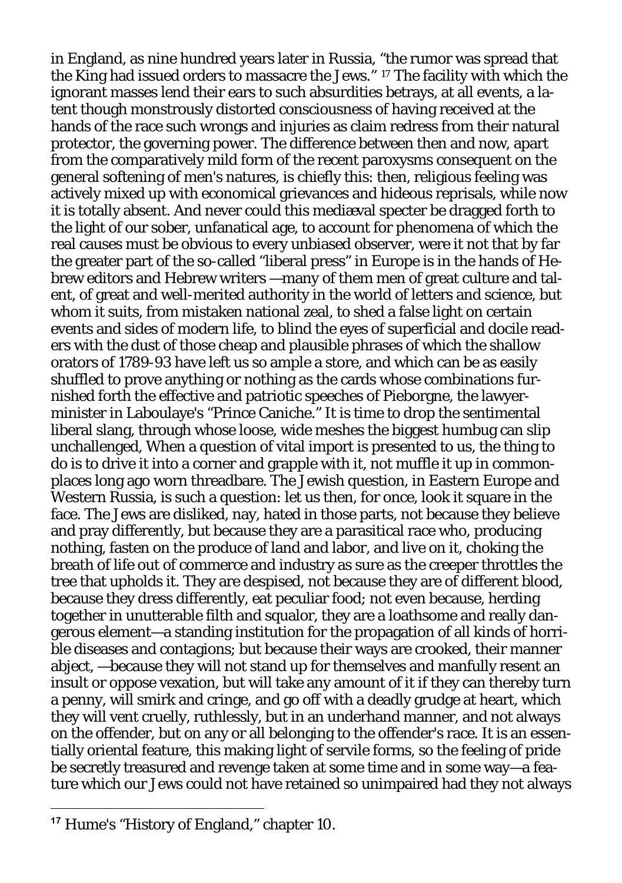in England, as nine hundred years later in Russia, "the rumor was spread that the King had issued orders to massacre the Jews." [17] The facility with which the ignorant masses lend their ears to such absurdities betrays, at all events, a latent though monstrously distorted consciousness of having received at the hands of the race such wrongs and injuries as claim redress from their natural protector, the governing power. The difference between then and now, apart from the comparatively mild form of the recent paroxysms consequent on the general softening of men's natures, is chiefly this: then, religious feeling was actively mixed up with economical grievances and hideous reprisals, while now it is totally absent. And never could this mediæval specter be dragged forth to the light of our sober, unfanatical age, to account for phenomena of which the real causes must be obvious to every unbiased observer, were it not that by far the greater part of the so-called "liberal press" in Europe is in the hands of Hebrew editors and Hebrew writers —many of them men of great culture and talent, of great and well-merited authority in the world of letters and science, but whom it suits, from mistaken national zeal, to shed a false light on certain events and sides of modern life, to blind the eyes of superficial and docile readers with the dust of those cheap and plausible phrases of which the shallow orators of 1789-93 have left us so ample a store, and which can be as easily shuffled to prove anything or nothing as the cards whose combinations furnished forth the effective and patriotic speeches of Pieborgne, the lawyer-minister in Laboulaye's "Prince Caniche." It is time to drop the sentimental liberal slang, through whose loose, wide meshes the biggest humbug can slip unchallenged, When a question of vital import is presented to us, the thing to do is to drive it into a corner and grapple with it, not muffle it up in commonplaces long ago worn threadbare. The Jewish question, in Eastern Europe and Western Russia, is such a question: let us then, for once, look it square in the face. The Jews are disliked, nay, hated in those parts, not because they believe and pray differently, but because they are a parasitical race who, producing nothing, fasten on the produce of land and labor, and live on it, choking the breath of life out of commerce and industry as sure as the creeper throttles the tree that upholds it. They are despised, not because they are of different blood, because they dress differently, eat peculiar food; not even because, herding together in unutterable filth and squalor, they are a loathsome and really dangerous element—a standing institution for the propagation of all kinds of horrible diseases and contagions; but because their ways are crooked, their manner abject, —because they will not stand up for themselves and manfully resent an insult or oppose vexation, but will take any amount of it if they can thereby turn a penny, will smirk and cringe, and go off with a deadly grudge at heart, which they will vent cruelly, ruthlessly, but in an underhand manner, and not always on the offender, but on any or all belonging to the offender's race. It is an essentially oriental feature, this making light of servile forms, so the feeling of pride be secretly treasured and revenge taken at some time and in some way—a feature which our Jews could not have retained so unimpaired had they not always

[17] Hume's "History of England," chapter 10.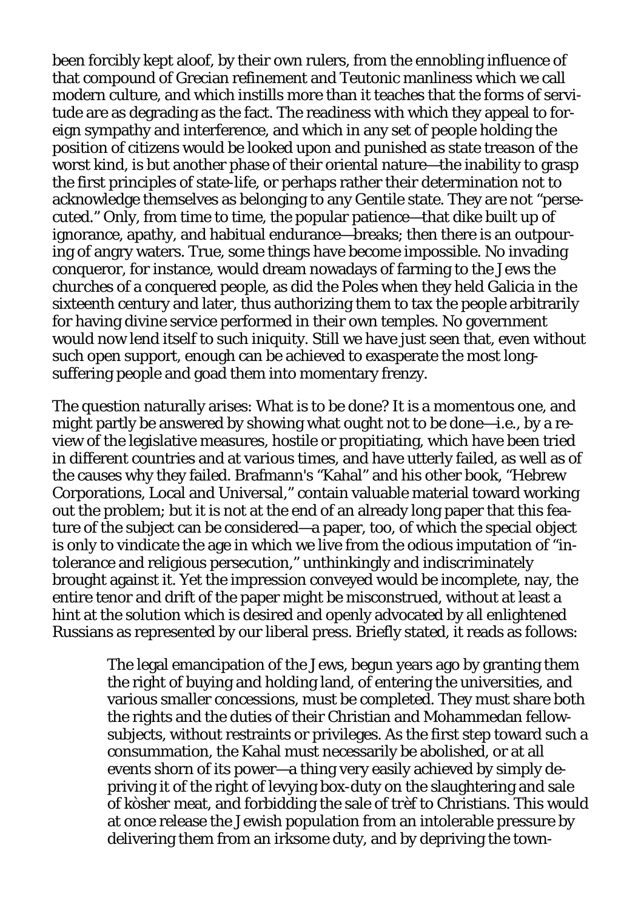been forcibly kept aloof, by their own rulers, from the ennobling influence of that compound of Grecian refinement and Teutonic manliness which we call modern culture, and which instills more than it teaches that the forms of servitude are as degrading as the fact. The readiness with which they appeal to foreign sympathy and interference, and which in any set of people holding the position of citizens would be looked upon and punished as state treason of the worst kind, is but another phase of their oriental nature—the inability to grasp the first principles of state-life, or perhaps rather their determination not to acknowledge themselves as belonging to any Gentile state. They are not "persecuted." Only, from time to time, the popular patience—that dike built up of ignorance, apathy, and habitual endurance—breaks; then there is an outpouring of angry waters. True, some things have become impossible. No invading conqueror, for instance, would dream nowadays of farming to the Jews the *churches* of a conquered people, as did the Poles when they held Galicia in the sixteenth century and later, thus authorizing them to tax the people arbitrarily for having divine service performed in their own temples. No government would now lend itself to such iniquity. Still we have just seen that, even without such open support, enough can be achieved to exasperate the most long-suffering people and goad them into momentary frenzy.

The question naturally arises: What is to be done? It is a momentous one, and might partly be answered by showing what ought not to be done—i.e., by a review of the legislative measures, hostile or propitiating, which have been tried in different countries and at various times, and have utterly failed, as well as of the causes why they failed. Brafmann's "Kahal" and his other book, "Hebrew Corporations, Local and Universal," contain valuable material toward working out the problem; but it is not at the end of an already long paper that this feature of the subject can be considered—a paper, too, of which the special object is only to vindicate the age in which we live from the odious imputation of "intolerance and religious persecution," unthinkingly and indiscriminately brought against it. Yet the impression conveyed would be incomplete, nay, the entire tenor and drift of the paper might be misconstrued, without at least a hint at the solution which is desired and openly advocated by all enlightened Russians as represented by our liberal press. Briefly stated, it reads as follows:

> The legal emancipation of the Jews, begun years ago by granting them the right of buying and holding land, of entering the universities, and various smaller concessions, must be completed. They must share both the rights and the duties of their Christian and Mohammedan fellow-subjects, without restraints or privileges. As the first step toward such a consummation, the Kahal must necessarily be abolished, or at all events shorn of its power—a thing very easily achieved by simply depriving it of the right of levying box-duty on the slaughtering and sale of kòsher meat, and forbidding the sale of trèf to Christians. This would at once release the Jewish population from an intolerable pressure by delivering them from an irksome duty, and by depriving the town-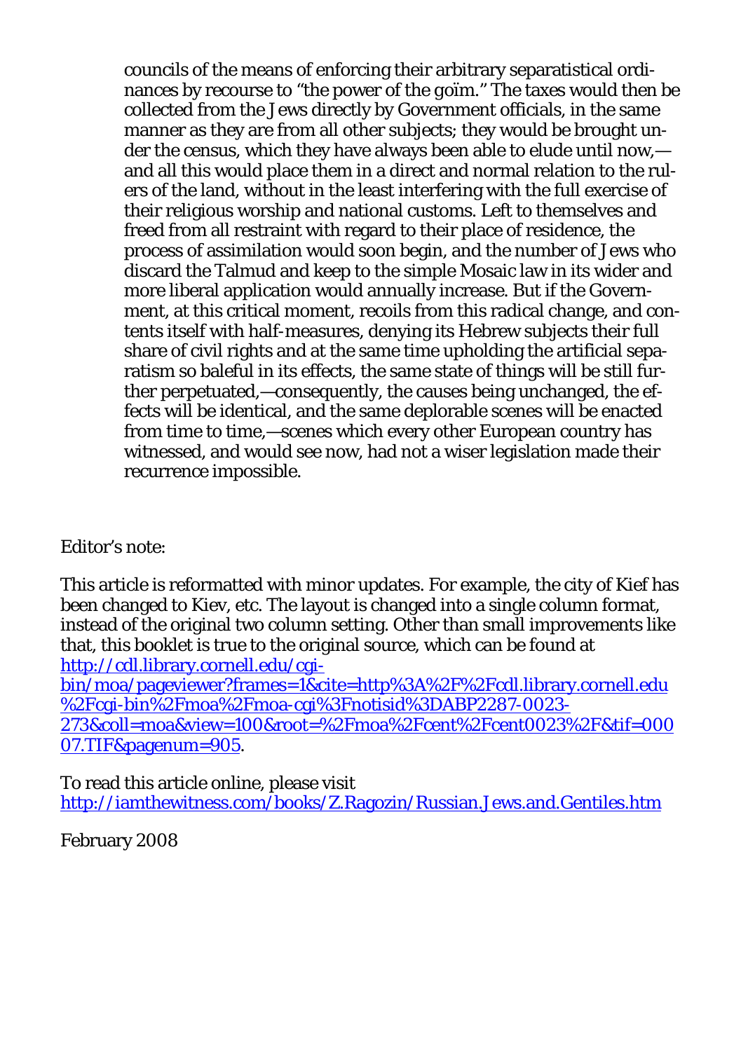councils of the means of enforcing their arbitrary separatistical ordinances by recourse to "the power of the goïm." The taxes would then be collected from the Jews directly by Government officials, in the same manner as they are from all other subjects; they would be brought under the census, which they have always been able to elude until now,—and all this would place them in a direct and normal relation to the rulers of the land, without in the least interfering with the full exercise of their religious worship and national customs. Left to themselves and freed from all restraint with regard to their place of residence, the process of assimilation would soon begin, and the number of Jews who discard the Talmud and keep to the simple Mosaic law in its wider and more liberal application would annually increase. But if the Government, at this critical moment, recoils from this radical change, and contents itself with half-measures, denying its Hebrew subjects their full share of civil rights and at the same time upholding the artificial separatism so baleful in its effects, the same state of things will be still further perpetuated,—consequently, the causes being unchanged, the effects will be identical, and the same deplorable scenes will be enacted from time to time,—scenes which every other European country has witnessed, and would see now, had not a wiser legislation made their recurrence impossible.

Editor's note:

This article is reformatted with minor updates. For example, the city of Kief has been changed to Kiev, etc. The layout is changed into a single column format, instead of the original two column setting. Other than small improvements like that, this booklet is true to the original source, which can be found at http://cdl.library.cornell.edu/cgi-bin/moa/pageviewer?frames=1&cite=http%3A%2F%2Fcdl.library.cornell.edu%2Fcgi-bin%2Fmoa%2Fmoa-cgi%3Fnotisid%3DABP2287-0023-273&coll=moa&view=100&root=%2Fmoa%2Fcent%2Fcent0023%2F&tif=00007.TIF&pagenum=905.

To read this article online, please visit http://iamthewitness.com/books/Z.Ragozin/Russian.Jews.and.Gentiles.htm

February 2008